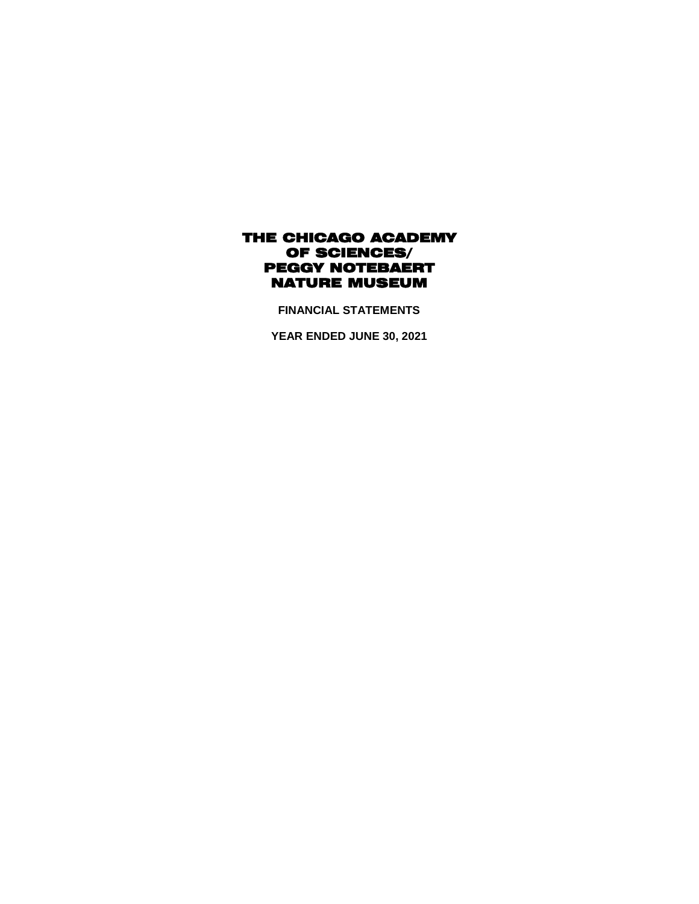# THE CHICAGO ACADEMY OF SCIENCES/ PEGGY NOTEBAERT NATURE MUSEUM

**FINANCIAL STATEMENTS**

**YEAR ENDED JUNE 30, 2021**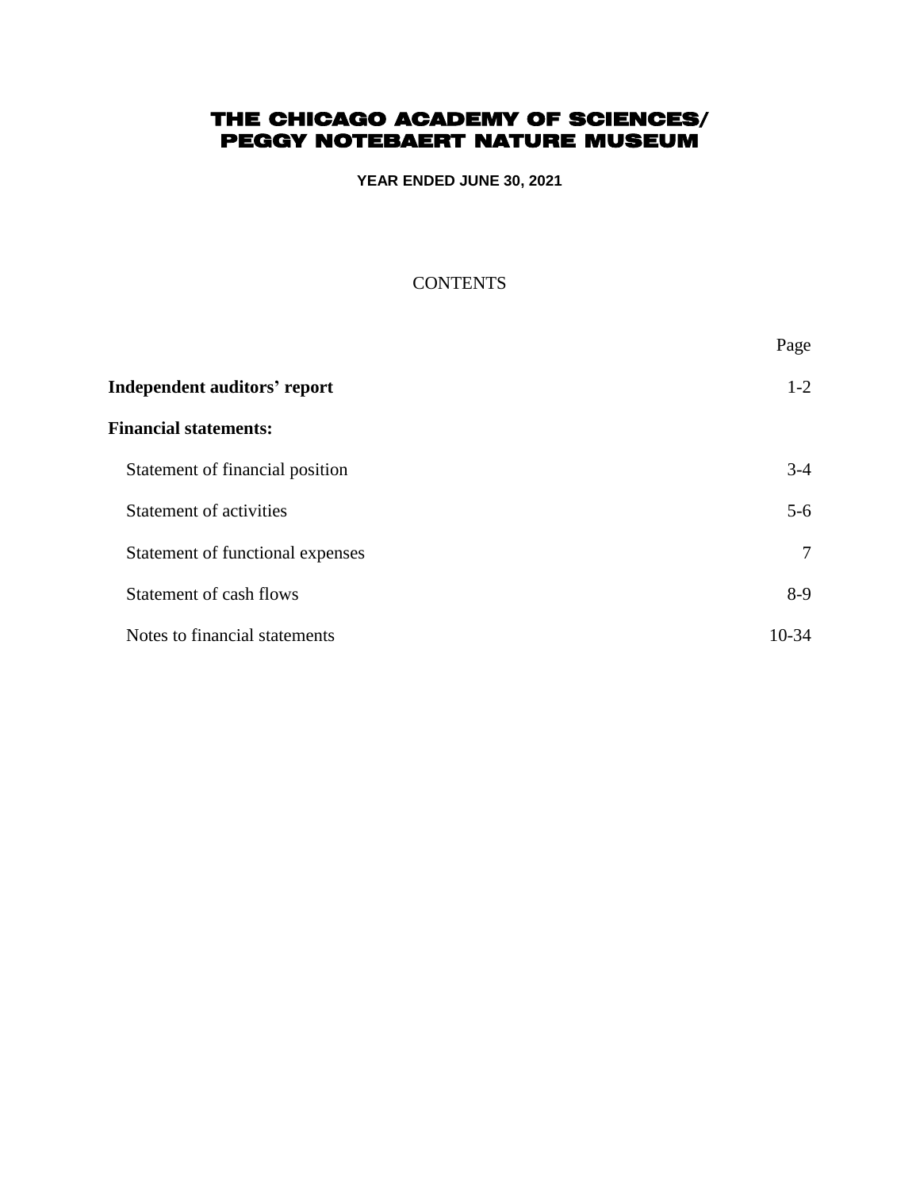# THE CHICAGO ACADEMY OF SCIENCES/ PEGGY NOTEBAERT NATURE MUSEUM

**YEAR ENDED JUNE 30, 2021**

## CONTENTS

| | Page |
|---|---|
| **Independent auditors' report** | 1-2 |
| **Financial statements:** | |
| Statement of financial position | 3-4 |
| Statement of activities | 5-6 |
| Statement of functional expenses | 7 |
| Statement of cash flows | 8-9 |
| Notes to financial statements | 10-34 |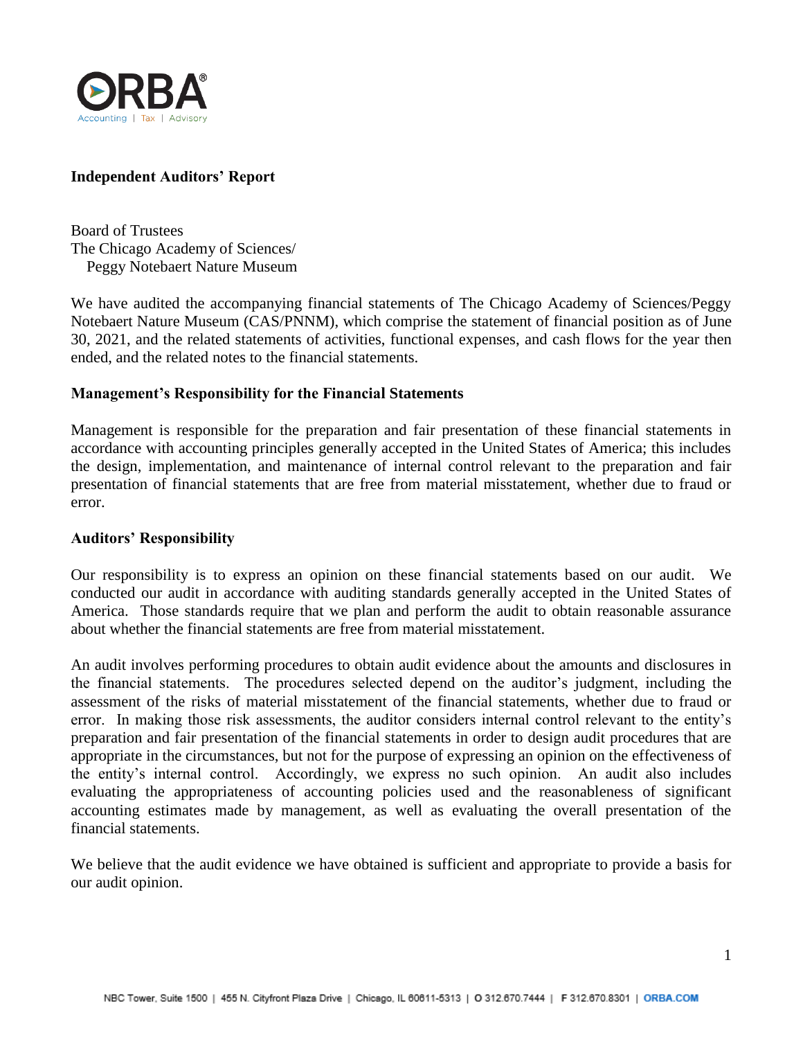## Independent Auditors' Report

Board of Trustees
The Chicago Academy of Sciences/
Peggy Notebaert Nature Museum

We have audited the accompanying financial statements of The Chicago Academy of Sciences/Peggy Notebaert Nature Museum (CAS/PNNM), which comprise the statement of financial position as of June 30, 2021, and the related statements of activities, functional expenses, and cash flows for the year then ended, and the related notes to the financial statements.

### Management's Responsibility for the Financial Statements

Management is responsible for the preparation and fair presentation of these financial statements in accordance with accounting principles generally accepted in the United States of America; this includes the design, implementation, and maintenance of internal control relevant to the preparation and fair presentation of financial statements that are free from material misstatement, whether due to fraud or error.

### Auditors' Responsibility

Our responsibility is to express an opinion on these financial statements based on our audit. We conducted our audit in accordance with auditing standards generally accepted in the United States of America. Those standards require that we plan and perform the audit to obtain reasonable assurance about whether the financial statements are free from material misstatement.

An audit involves performing procedures to obtain audit evidence about the amounts and disclosures in the financial statements. The procedures selected depend on the auditor's judgment, including the assessment of the risks of material misstatement of the financial statements, whether due to fraud or error. In making those risk assessments, the auditor considers internal control relevant to the entity's preparation and fair presentation of the financial statements in order to design audit procedures that are appropriate in the circumstances, but not for the purpose of expressing an opinion on the effectiveness of the entity's internal control. Accordingly, we express no such opinion. An audit also includes evaluating the appropriateness of accounting policies used and the reasonableness of significant accounting estimates made by management, as well as evaluating the overall presentation of the financial statements.

We believe that the audit evidence we have obtained is sufficient and appropriate to provide a basis for our audit opinion.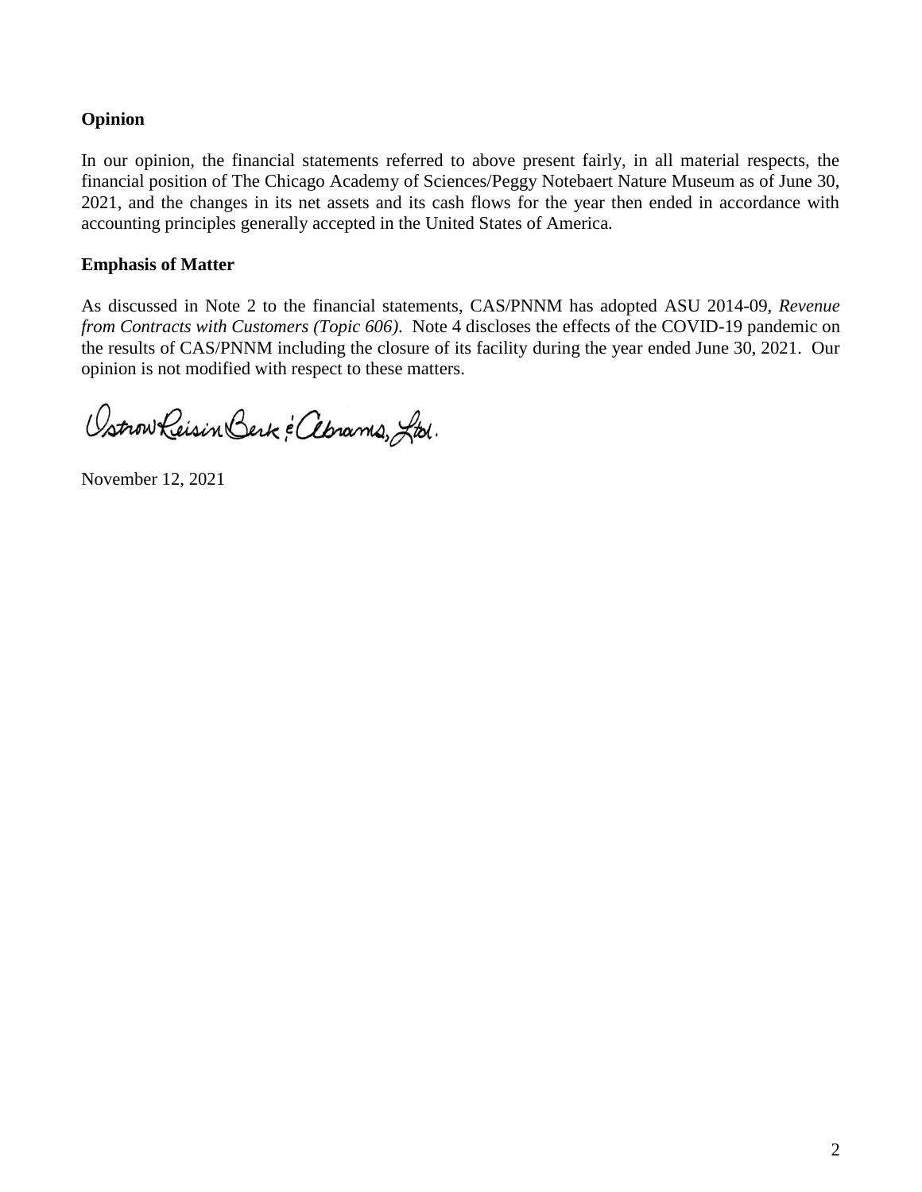## Opinion

In our opinion, the financial statements referred to above present fairly, in all material respects, the financial position of The Chicago Academy of Sciences/Peggy Notebaert Nature Museum as of June 30, 2021, and the changes in its net assets and its cash flows for the year then ended in accordance with accounting principles generally accepted in the United States of America.

## Emphasis of Matter

As discussed in Note 2 to the financial statements, CAS/PNNM has adopted ASU 2014-09, *Revenue from Contracts with Customers (Topic 606)*. Note 4 discloses the effects of the COVID-19 pandemic on the results of CAS/PNNM including the closure of its facility during the year ended June 30, 2021. Our opinion is not modified with respect to these matters.

Ostrow Reisin Berk & Abrams, Ltd.

November 12, 2021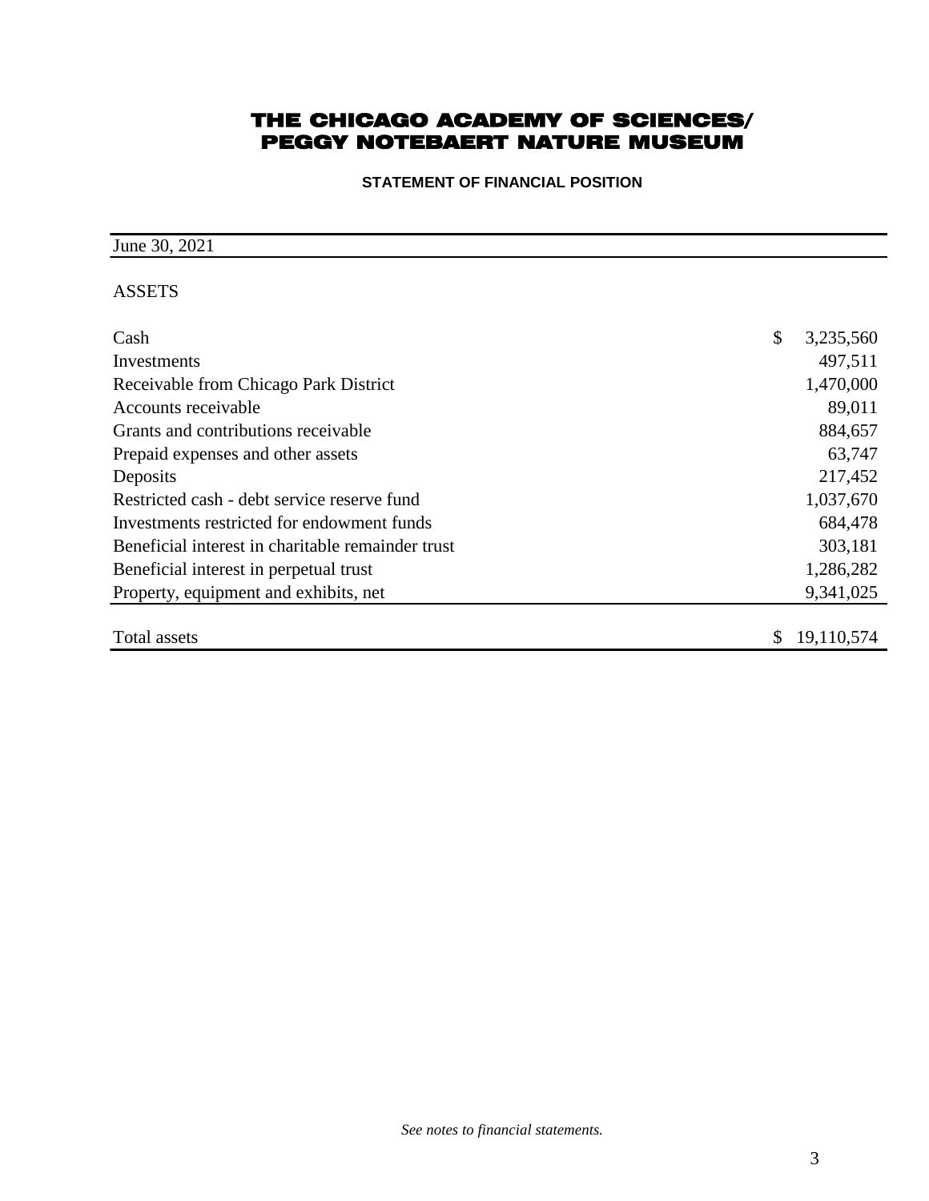# THE CHICAGO ACADEMY OF SCIENCES/ PEGGY NOTEBAERT NATURE MUSEUM

**STATEMENT OF FINANCIAL POSITION**

| June 30, 2021 | | |
|---|---|---|
| ASSETS | | |
| Cash | $ | 3,235,560 |
| Investments | | 497,511 |
| Receivable from Chicago Park District | | 1,470,000 |
| Accounts receivable | | 89,011 |
| Grants and contributions receivable | | 884,657 |
| Prepaid expenses and other assets | | 63,747 |
| Deposits | | 217,452 |
| Restricted cash - debt service reserve fund | | 1,037,670 |
| Investments restricted for endowment funds | | 684,478 |
| Beneficial interest in charitable remainder trust | | 303,181 |
| Beneficial interest in perpetual trust | | 1,286,282 |
| Property, equipment and exhibits, net | | 9,341,025 |
| Total assets | $ | 19,110,574 |

*See notes to financial statements.*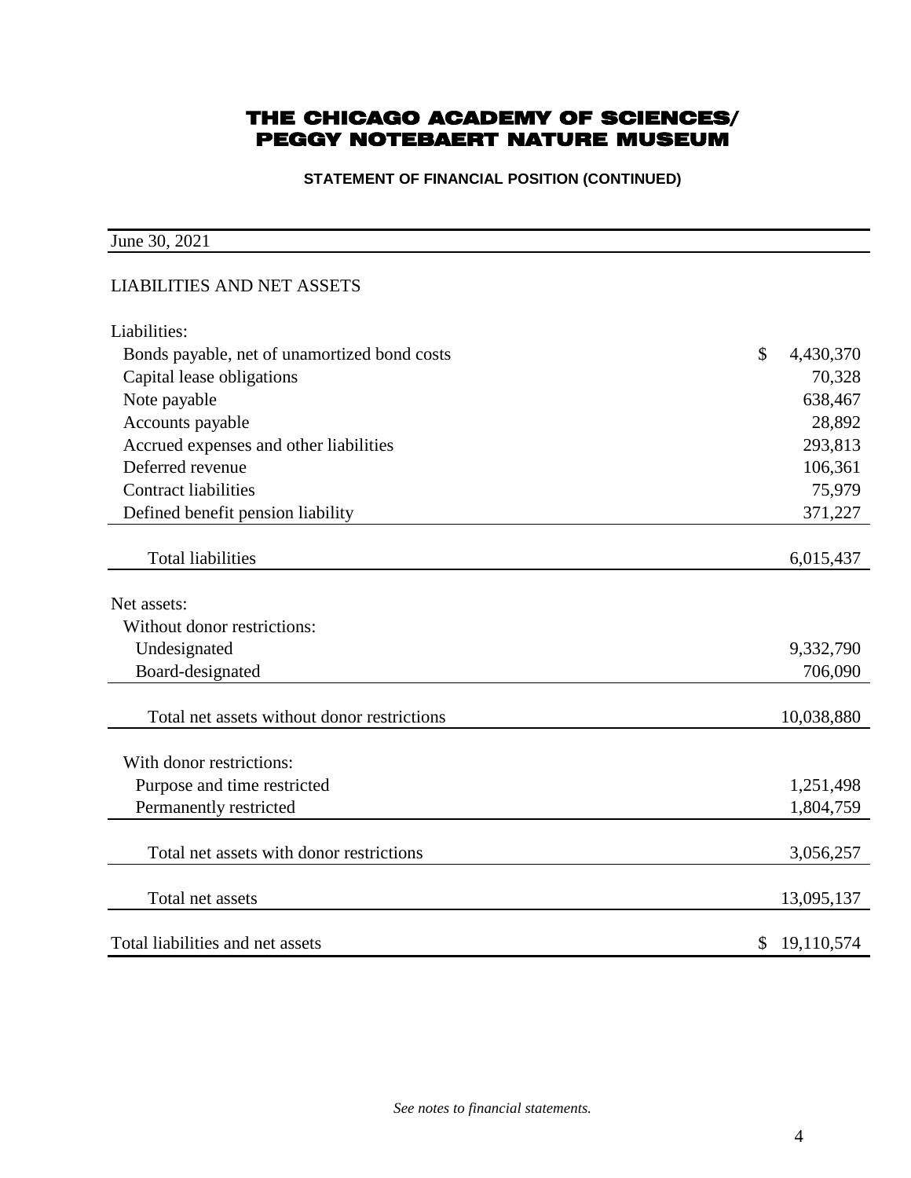# THE CHICAGO ACADEMY OF SCIENCES/ PEGGY NOTEBAERT NATURE MUSEUM

**STATEMENT OF FINANCIAL POSITION (CONTINUED)**

| June 30, 2021 | |
|---|---|
| **LIABILITIES AND NET ASSETS** | |
| Liabilities: | |
| Bonds payable, net of unamortized bond costs | $ 4,430,370 |
| Capital lease obligations | 70,328 |
| Note payable | 638,467 |
| Accounts payable | 28,892 |
| Accrued expenses and other liabilities | 293,813 |
| Deferred revenue | 106,361 |
| Contract liabilities | 75,979 |
| Defined benefit pension liability | 371,227 |
| Total liabilities | 6,015,437 |
| Net assets: | |
| Without donor restrictions: | |
| Undesignated | 9,332,790 |
| Board-designated | 706,090 |
| Total net assets without donor restrictions | 10,038,880 |
| With donor restrictions: | |
| Purpose and time restricted | 1,251,498 |
| Permanently restricted | 1,804,759 |
| Total net assets with donor restrictions | 3,056,257 |
| Total net assets | 13,095,137 |
| Total liabilities and net assets | $ 19,110,574 |

*See notes to financial statements.*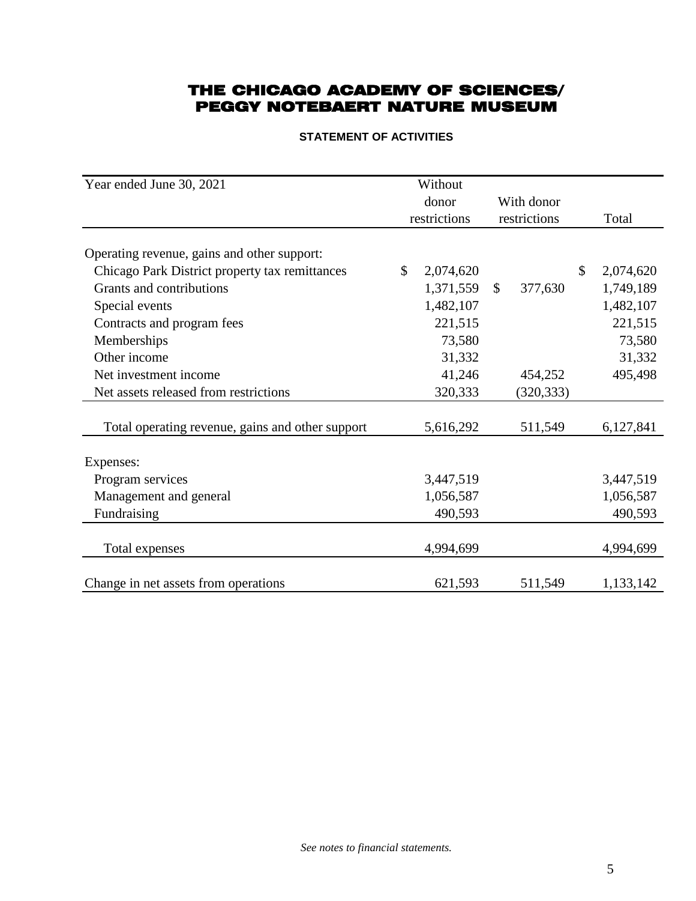# THE CHICAGO ACADEMY OF SCIENCES/ PEGGY NOTEBAERT NATURE MUSEUM

## STATEMENT OF ACTIVITIES

| Year ended June 30, 2021 | Without donor restrictions | With donor restrictions | Total |
|---|---|---|---|
| Operating revenue, gains and other support: | | | |
| Chicago Park District property tax remittances | $ 2,074,620 | | $ 2,074,620 |
| Grants and contributions | 1,371,559 | $ 377,630 | 1,749,189 |
| Special events | 1,482,107 | | 1,482,107 |
| Contracts and program fees | 221,515 | | 221,515 |
| Memberships | 73,580 | | 73,580 |
| Other income | 31,332 | | 31,332 |
| Net investment income | 41,246 | 454,252 | 495,498 |
| Net assets released from restrictions | 320,333 | (320,333) | |
| Total operating revenue, gains and other support | 5,616,292 | 511,549 | 6,127,841 |
| Expenses: | | | |
| Program services | 3,447,519 | | 3,447,519 |
| Management and general | 1,056,587 | | 1,056,587 |
| Fundraising | 490,593 | | 490,593 |
| Total expenses | 4,994,699 | | 4,994,699 |
| Change in net assets from operations | 621,593 | 511,549 | 1,133,142 |

*See notes to financial statements.*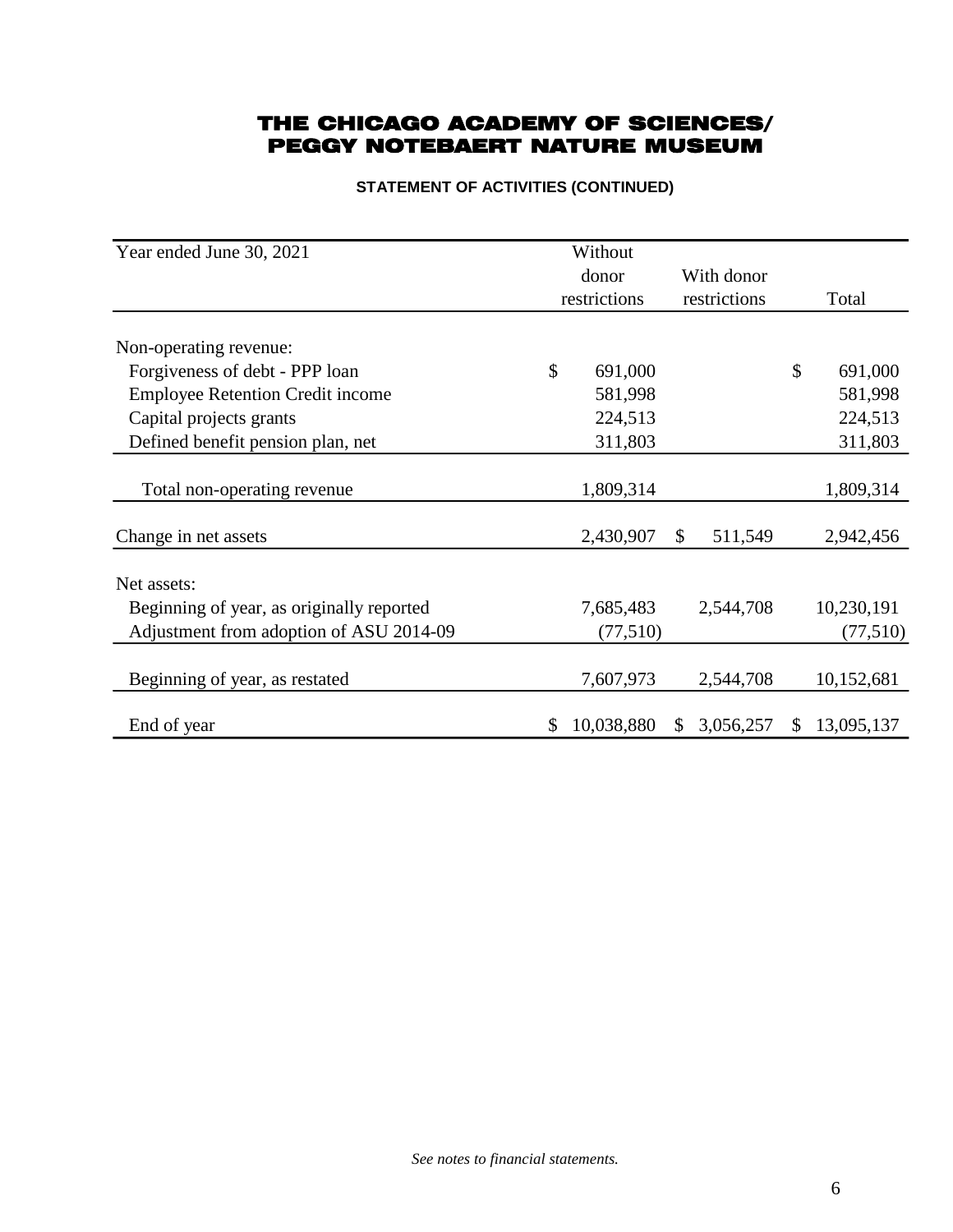# THE CHICAGO ACADEMY OF SCIENCES/ PEGGY NOTEBAERT NATURE MUSEUM

## STATEMENT OF ACTIVITIES (CONTINUED)

| Year ended June 30, 2021 | Without donor restrictions | With donor restrictions | Total |
|---|---|---|---|
| Non-operating revenue: | | | |
| Forgiveness of debt - PPP loan | $ 691,000 | | $ 691,000 |
| Employee Retention Credit income | 581,998 | | 581,998 |
| Capital projects grants | 224,513 | | 224,513 |
| Defined benefit pension plan, net | 311,803 | | 311,803 |
| Total non-operating revenue | 1,809,314 | | 1,809,314 |
| Change in net assets | 2,430,907 | $ 511,549 | 2,942,456 |
| Net assets: | | | |
| Beginning of year, as originally reported | 7,685,483 | 2,544,708 | 10,230,191 |
| Adjustment from adoption of ASU 2014-09 | (77,510) | | (77,510) |
| Beginning of year, as restated | 7,607,973 | 2,544,708 | 10,152,681 |
| End of year | $ 10,038,880 | $ 3,056,257 | $ 13,095,137 |

*See notes to financial statements.*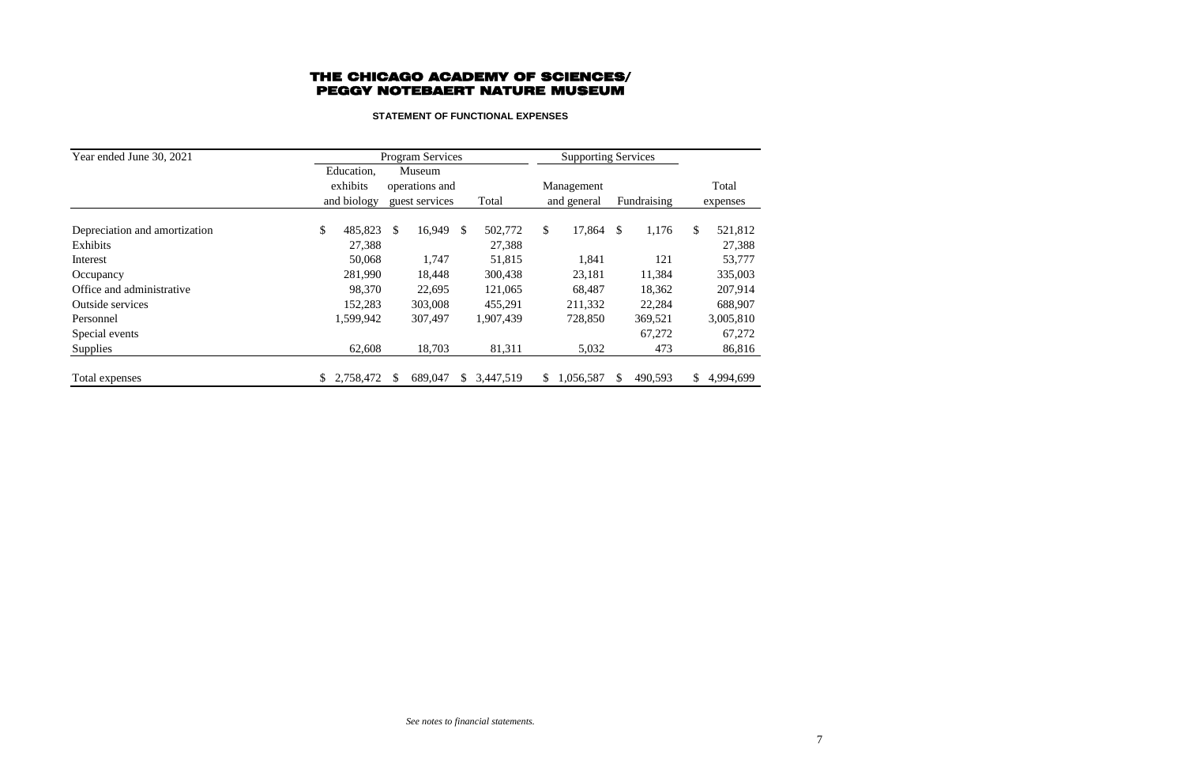# THE CHICAGO ACADEMY OF SCIENCES/ PEGGY NOTEBAERT NATURE MUSEUM

## STATEMENT OF FUNCTIONAL EXPENSES

| Year ended June 30, 2021 | Program Services | | | Supporting Services | | |
|---|---|---|---|---|---|---|
| | Education, exhibits and biology | Museum operations and guest services | Total | Management and general | Fundraising | Total expenses |
| Depreciation and amortization | $ 485,823 | $ 16,949 | $ 502,772 | $ 17,864 | $ 1,176 | $ 521,812 |
| Exhibits | 27,388 | | 27,388 | | | 27,388 |
| Interest | 50,068 | 1,747 | 51,815 | 1,841 | 121 | 53,777 |
| Occupancy | 281,990 | 18,448 | 300,438 | 23,181 | 11,384 | 335,003 |
| Office and administrative | 98,370 | 22,695 | 121,065 | 68,487 | 18,362 | 207,914 |
| Outside services | 152,283 | 303,008 | 455,291 | 211,332 | 22,284 | 688,907 |
| Personnel | 1,599,942 | 307,497 | 1,907,439 | 728,850 | 369,521 | 3,005,810 |
| Special events | | | | | 67,272 | 67,272 |
| Supplies | 62,608 | 18,703 | 81,311 | 5,032 | 473 | 86,816 |
| Total expenses | $ 2,758,472 | $ 689,047 | $ 3,447,519 | $ 1,056,587 | $ 490,593 | $ 4,994,699 |

*See notes to financial statements.*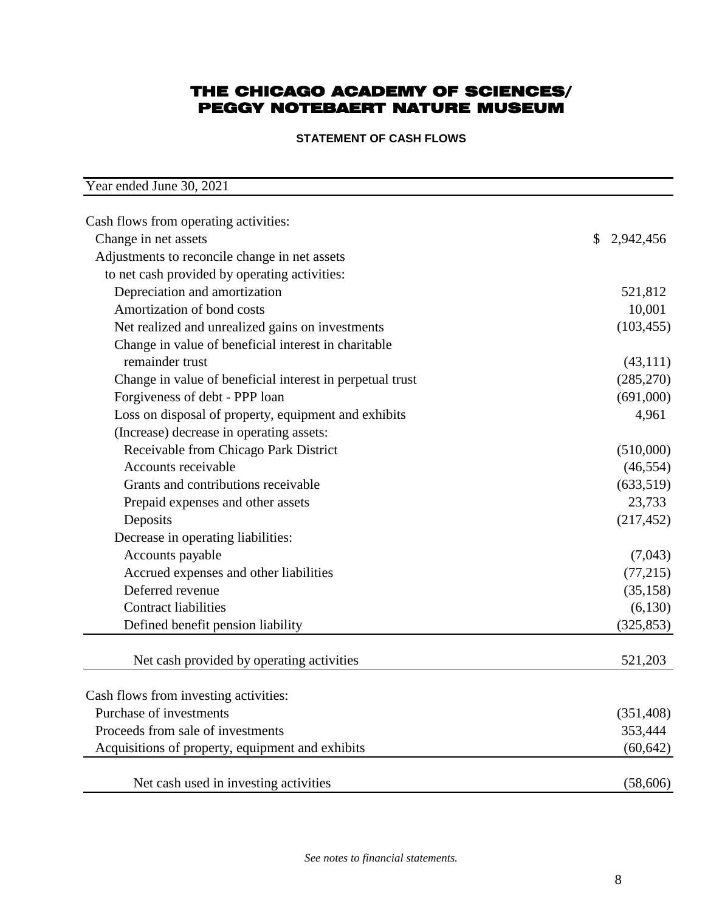# THE CHICAGO ACADEMY OF SCIENCES/ PEGGY NOTEBAERT NATURE MUSEUM

**STATEMENT OF CASH FLOWS**

| Year ended June 30, 2021 | |
|---|---|
| Cash flows from operating activities: | |
| Change in net assets | $ 2,942,456 |
| Adjustments to reconcile change in net assets to net cash provided by operating activities: | |
| Depreciation and amortization | 521,812 |
| Amortization of bond costs | 10,001 |
| Net realized and unrealized gains on investments | (103,455) |
| Change in value of beneficial interest in charitable remainder trust | (43,111) |
| Change in value of beneficial interest in perpetual trust | (285,270) |
| Forgiveness of debt - PPP loan | (691,000) |
| Loss on disposal of property, equipment and exhibits | 4,961 |
| (Increase) decrease in operating assets: | |
| Receivable from Chicago Park District | (510,000) |
| Accounts receivable | (46,554) |
| Grants and contributions receivable | (633,519) |
| Prepaid expenses and other assets | 23,733 |
| Deposits | (217,452) |
| Decrease in operating liabilities: | |
| Accounts payable | (7,043) |
| Accrued expenses and other liabilities | (77,215) |
| Deferred revenue | (35,158) |
| Contract liabilities | (6,130) |
| Defined benefit pension liability | (325,853) |
| Net cash provided by operating activities | 521,203 |
| Cash flows from investing activities: | |
| Purchase of investments | (351,408) |
| Proceeds from sale of investments | 353,444 |
| Acquisitions of property, equipment and exhibits | (60,642) |
| Net cash used in investing activities | (58,606) |

*See notes to financial statements.*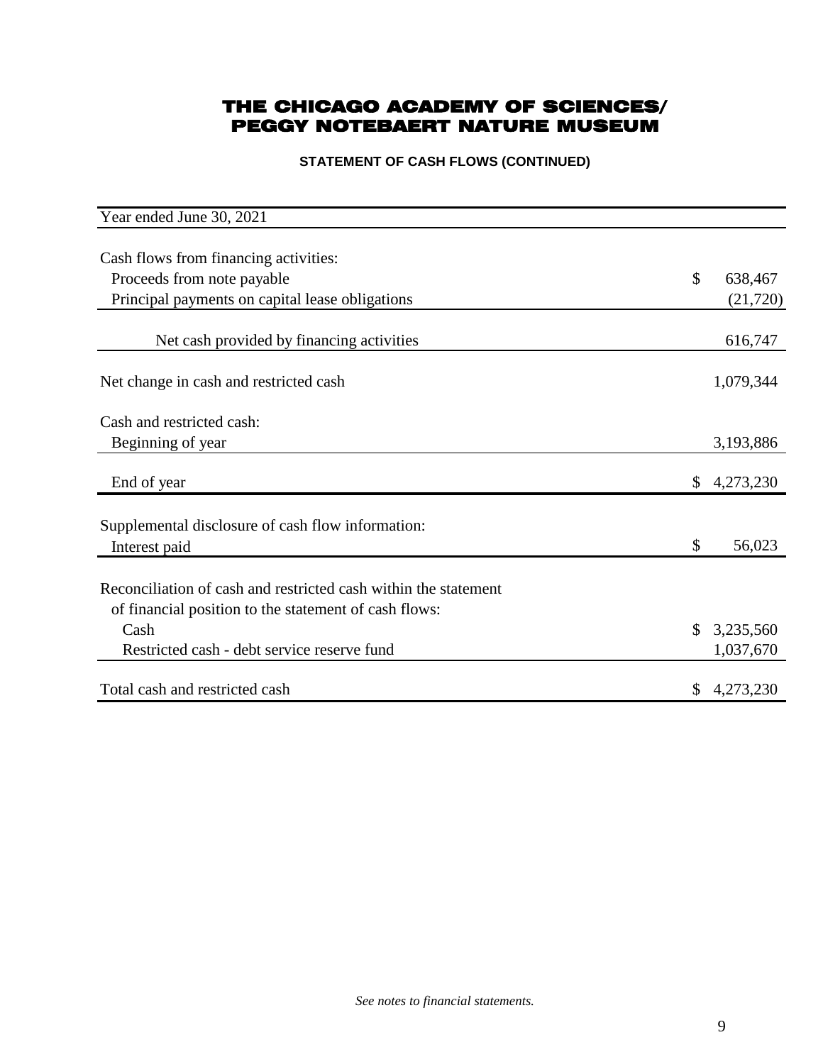# THE CHICAGO ACADEMY OF SCIENCES/ PEGGY NOTEBAERT NATURE MUSEUM

## STATEMENT OF CASH FLOWS (CONTINUED)

| Year ended June 30, 2021 | |
|---|---|
| Cash flows from financing activities: | |
| Proceeds from note payable | $ 638,467 |
| Principal payments on capital lease obligations | (21,720) |
| Net cash provided by financing activities | 616,747 |
| Net change in cash and restricted cash | 1,079,344 |
| Cash and restricted cash: | |
| Beginning of year | 3,193,886 |
| End of year | $ 4,273,230 |
| Supplemental disclosure of cash flow information: | |
| Interest paid | $ 56,023 |
| Reconciliation of cash and restricted cash within the statement of financial position to the statement of cash flows: | |
| Cash | $ 3,235,560 |
| Restricted cash - debt service reserve fund | 1,037,670 |
| Total cash and restricted cash | $ 4,273,230 |

*See notes to financial statements.*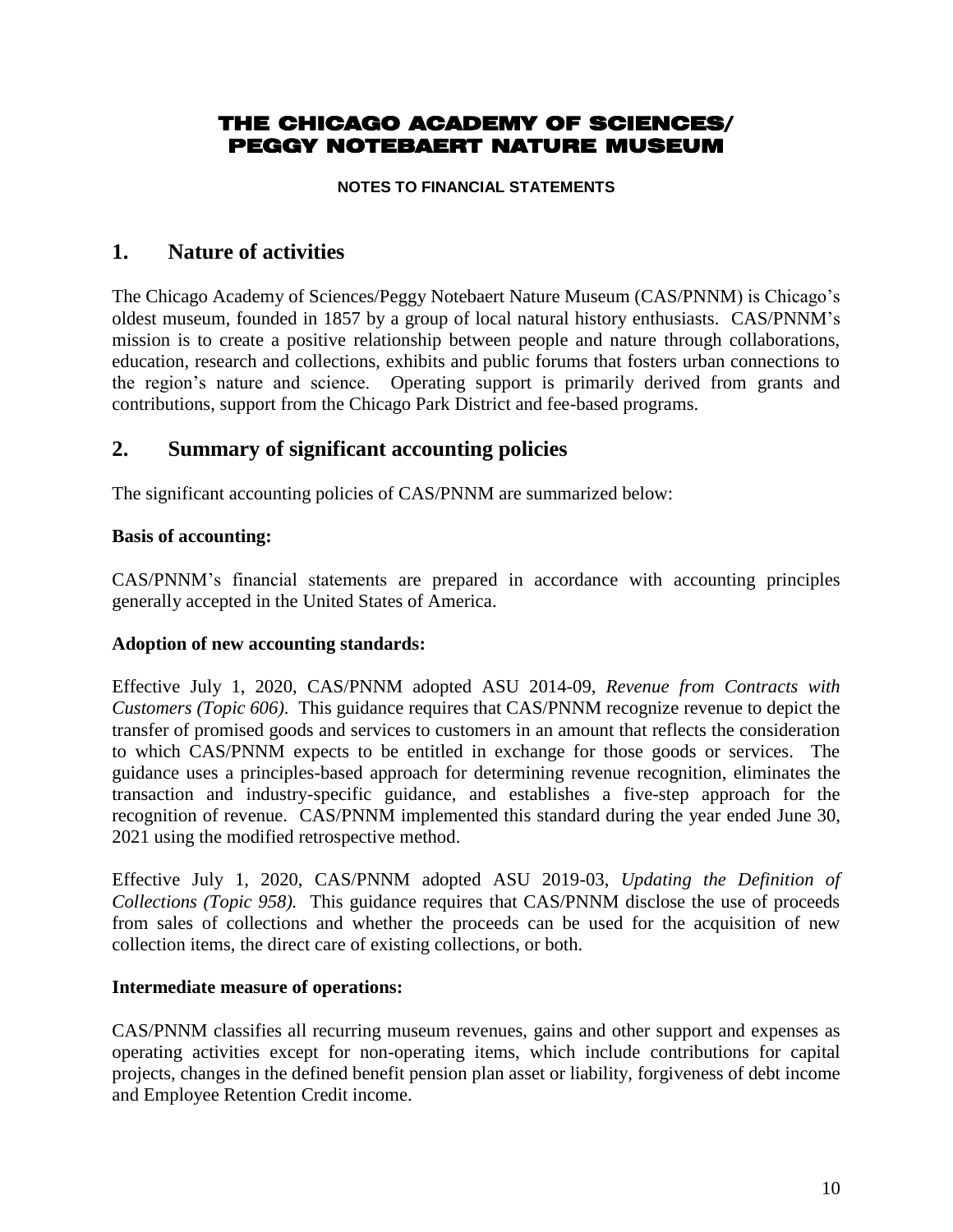# THE CHICAGO ACADEMY OF SCIENCES/ PEGGY NOTEBAERT NATURE MUSEUM

**NOTES TO FINANCIAL STATEMENTS**

## 1. Nature of activities

The Chicago Academy of Sciences/Peggy Notebaert Nature Museum (CAS/PNNM) is Chicago's oldest museum, founded in 1857 by a group of local natural history enthusiasts. CAS/PNNM's mission is to create a positive relationship between people and nature through collaborations, education, research and collections, exhibits and public forums that fosters urban connections to the region's nature and science. Operating support is primarily derived from grants and contributions, support from the Chicago Park District and fee-based programs.

## 2. Summary of significant accounting policies

The significant accounting policies of CAS/PNNM are summarized below:

**Basis of accounting:**

CAS/PNNM's financial statements are prepared in accordance with accounting principles generally accepted in the United States of America.

**Adoption of new accounting standards:**

Effective July 1, 2020, CAS/PNNM adopted ASU 2014-09, *Revenue from Contracts with Customers (Topic 606)*. This guidance requires that CAS/PNNM recognize revenue to depict the transfer of promised goods and services to customers in an amount that reflects the consideration to which CAS/PNNM expects to be entitled in exchange for those goods or services. The guidance uses a principles-based approach for determining revenue recognition, eliminates the transaction and industry-specific guidance, and establishes a five-step approach for the recognition of revenue. CAS/PNNM implemented this standard during the year ended June 30, 2021 using the modified retrospective method.

Effective July 1, 2020, CAS/PNNM adopted ASU 2019-03, *Updating the Definition of Collections (Topic 958).* This guidance requires that CAS/PNNM disclose the use of proceeds from sales of collections and whether the proceeds can be used for the acquisition of new collection items, the direct care of existing collections, or both.

**Intermediate measure of operations:**

CAS/PNNM classifies all recurring museum revenues, gains and other support and expenses as operating activities except for non-operating items, which include contributions for capital projects, changes in the defined benefit pension plan asset or liability, forgiveness of debt income and Employee Retention Credit income.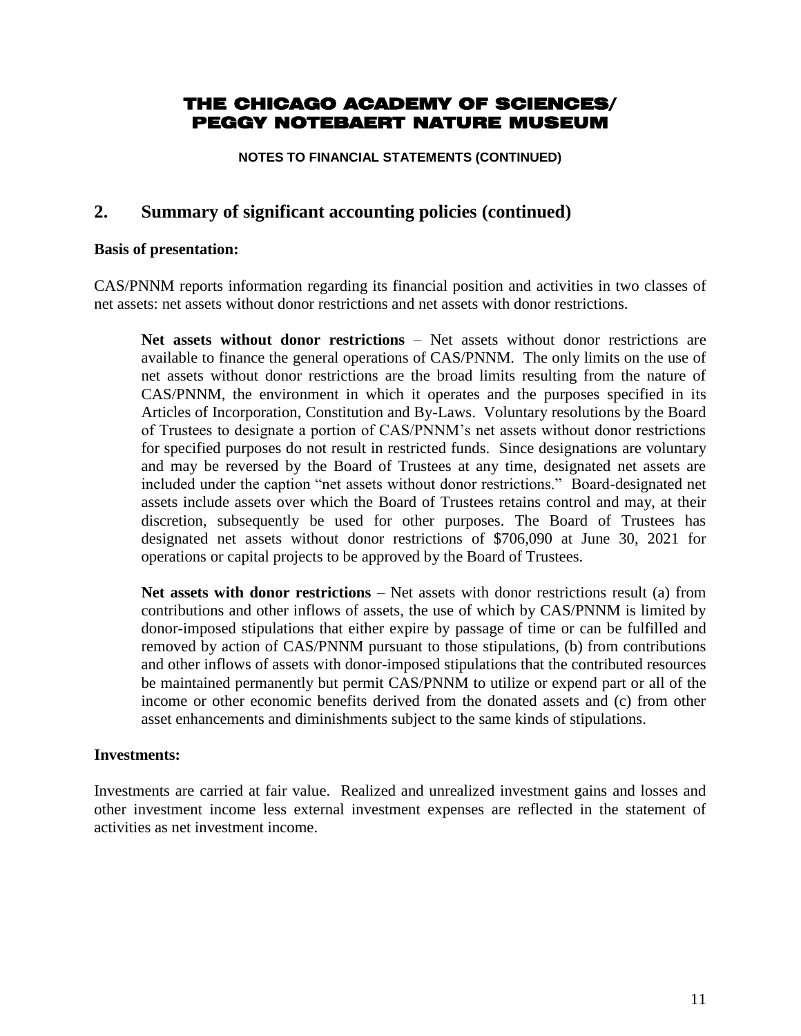## 2. Summary of significant accounting policies (continued)

**Basis of presentation:**

CAS/PNNM reports information regarding its financial position and activities in two classes of net assets: net assets without donor restrictions and net assets with donor restrictions.

**Net assets without donor restrictions** – Net assets without donor restrictions are available to finance the general operations of CAS/PNNM. The only limits on the use of net assets without donor restrictions are the broad limits resulting from the nature of CAS/PNNM, the environment in which it operates and the purposes specified in its Articles of Incorporation, Constitution and By-Laws. Voluntary resolutions by the Board of Trustees to designate a portion of CAS/PNNM's net assets without donor restrictions for specified purposes do not result in restricted funds. Since designations are voluntary and may be reversed by the Board of Trustees at any time, designated net assets are included under the caption "net assets without donor restrictions." Board-designated net assets include assets over which the Board of Trustees retains control and may, at their discretion, subsequently be used for other purposes. The Board of Trustees has designated net assets without donor restrictions of $706,090 at June 30, 2021 for operations or capital projects to be approved by the Board of Trustees.

**Net assets with donor restrictions** – Net assets with donor restrictions result (a) from contributions and other inflows of assets, the use of which by CAS/PNNM is limited by donor-imposed stipulations that either expire by passage of time or can be fulfilled and removed by action of CAS/PNNM pursuant to those stipulations, (b) from contributions and other inflows of assets with donor-imposed stipulations that the contributed resources be maintained permanently but permit CAS/PNNM to utilize or expend part or all of the income or other economic benefits derived from the donated assets and (c) from other asset enhancements and diminishments subject to the same kinds of stipulations.

**Investments:**

Investments are carried at fair value. Realized and unrealized investment gains and losses and other investment income less external investment expenses are reflected in the statement of activities as net investment income.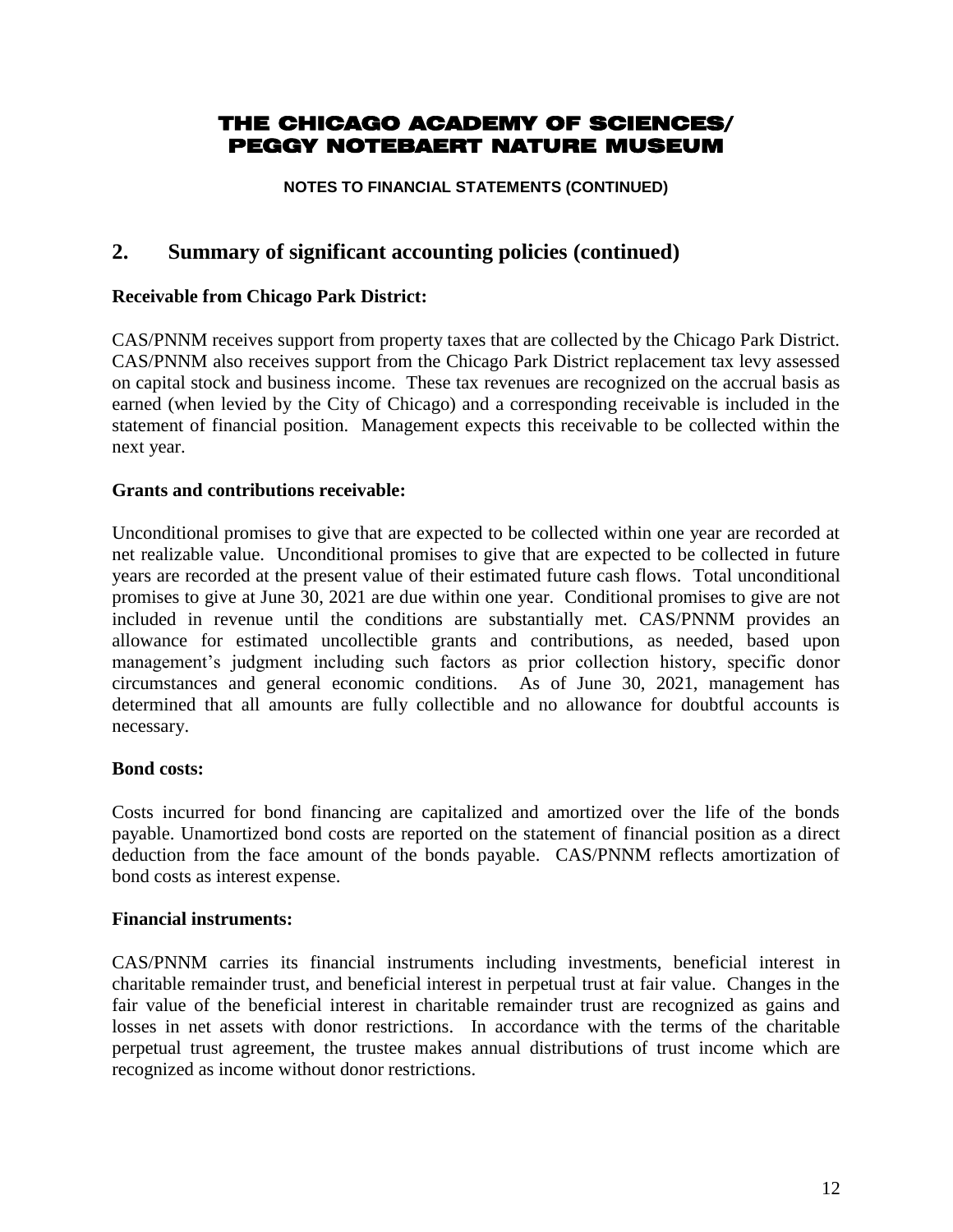# THE CHICAGO ACADEMY OF SCIENCES/ PEGGY NOTEBAERT NATURE MUSEUM

**NOTES TO FINANCIAL STATEMENTS (CONTINUED)**

## 2. Summary of significant accounting policies (continued)

**Receivable from Chicago Park District:**

CAS/PNNM receives support from property taxes that are collected by the Chicago Park District. CAS/PNNM also receives support from the Chicago Park District replacement tax levy assessed on capital stock and business income. These tax revenues are recognized on the accrual basis as earned (when levied by the City of Chicago) and a corresponding receivable is included in the statement of financial position. Management expects this receivable to be collected within the next year.

**Grants and contributions receivable:**

Unconditional promises to give that are expected to be collected within one year are recorded at net realizable value. Unconditional promises to give that are expected to be collected in future years are recorded at the present value of their estimated future cash flows. Total unconditional promises to give at June 30, 2021 are due within one year. Conditional promises to give are not included in revenue until the conditions are substantially met. CAS/PNNM provides an allowance for estimated uncollectible grants and contributions, as needed, based upon management's judgment including such factors as prior collection history, specific donor circumstances and general economic conditions. As of June 30, 2021, management has determined that all amounts are fully collectible and no allowance for doubtful accounts is necessary.

**Bond costs:**

Costs incurred for bond financing are capitalized and amortized over the life of the bonds payable. Unamortized bond costs are reported on the statement of financial position as a direct deduction from the face amount of the bonds payable. CAS/PNNM reflects amortization of bond costs as interest expense.

**Financial instruments:**

CAS/PNNM carries its financial instruments including investments, beneficial interest in charitable remainder trust, and beneficial interest in perpetual trust at fair value. Changes in the fair value of the beneficial interest in charitable remainder trust are recognized as gains and losses in net assets with donor restrictions. In accordance with the terms of the charitable perpetual trust agreement, the trustee makes annual distributions of trust income which are recognized as income without donor restrictions.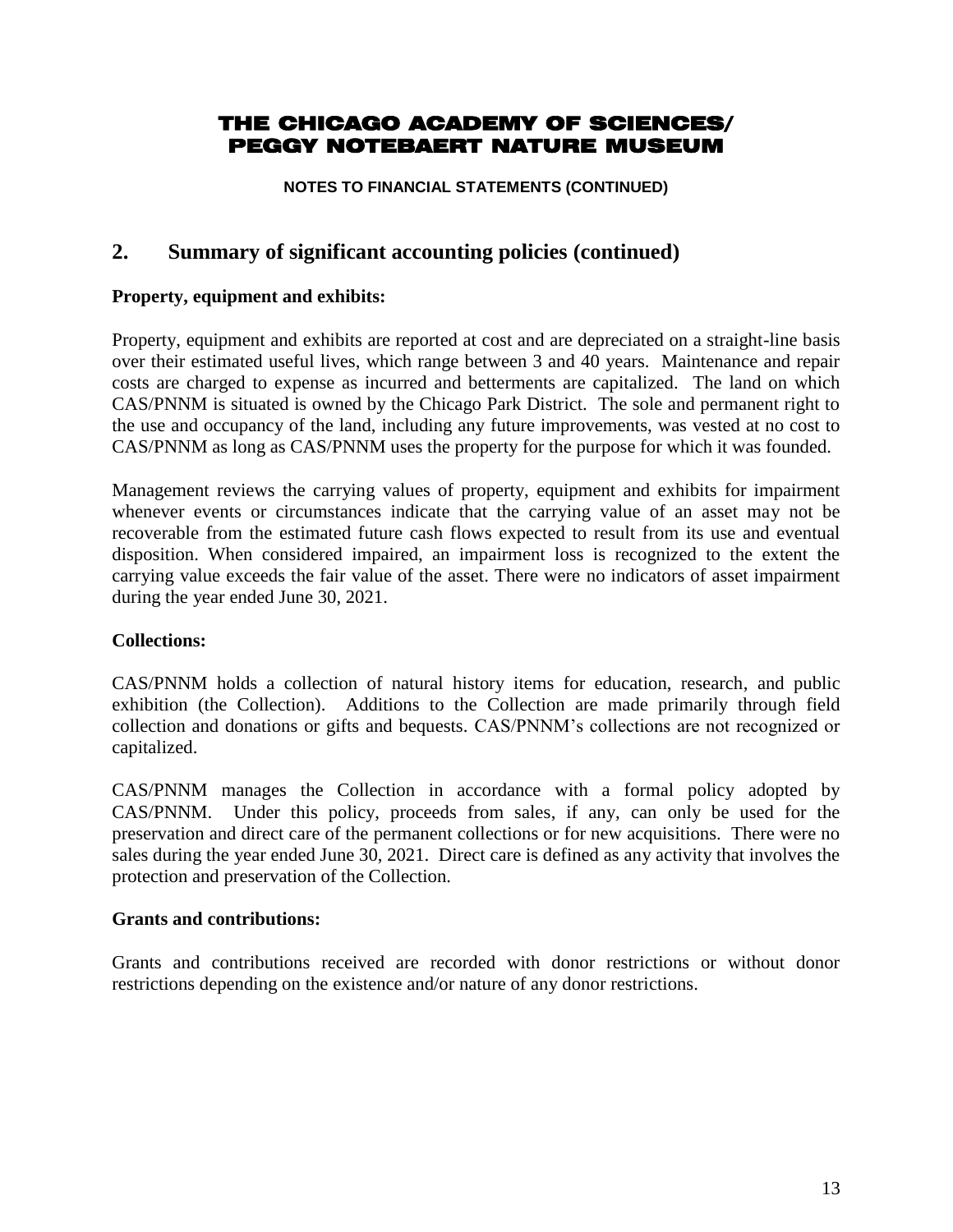# THE CHICAGO ACADEMY OF SCIENCES/ PEGGY NOTEBAERT NATURE MUSEUM

**NOTES TO FINANCIAL STATEMENTS (CONTINUED)**

## 2. Summary of significant accounting policies (continued)

**Property, equipment and exhibits:**

Property, equipment and exhibits are reported at cost and are depreciated on a straight-line basis over their estimated useful lives, which range between 3 and 40 years. Maintenance and repair costs are charged to expense as incurred and betterments are capitalized. The land on which CAS/PNNM is situated is owned by the Chicago Park District. The sole and permanent right to the use and occupancy of the land, including any future improvements, was vested at no cost to CAS/PNNM as long as CAS/PNNM uses the property for the purpose for which it was founded.

Management reviews the carrying values of property, equipment and exhibits for impairment whenever events or circumstances indicate that the carrying value of an asset may not be recoverable from the estimated future cash flows expected to result from its use and eventual disposition. When considered impaired, an impairment loss is recognized to the extent the carrying value exceeds the fair value of the asset. There were no indicators of asset impairment during the year ended June 30, 2021.

**Collections:**

CAS/PNNM holds a collection of natural history items for education, research, and public exhibition (the Collection). Additions to the Collection are made primarily through field collection and donations or gifts and bequests. CAS/PNNM's collections are not recognized or capitalized.

CAS/PNNM manages the Collection in accordance with a formal policy adopted by CAS/PNNM. Under this policy, proceeds from sales, if any, can only be used for the preservation and direct care of the permanent collections or for new acquisitions. There were no sales during the year ended June 30, 2021. Direct care is defined as any activity that involves the protection and preservation of the Collection.

**Grants and contributions:**

Grants and contributions received are recorded with donor restrictions or without donor restrictions depending on the existence and/or nature of any donor restrictions.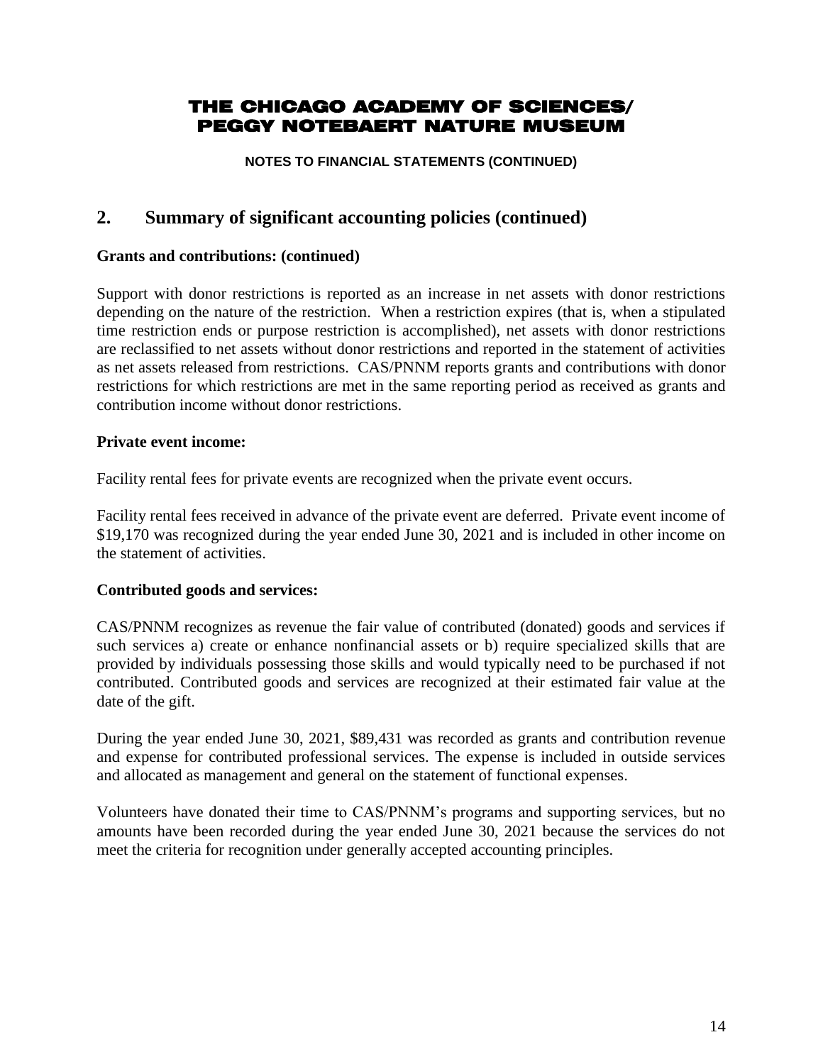# THE CHICAGO ACADEMY OF SCIENCES/ PEGGY NOTEBAERT NATURE MUSEUM

**NOTES TO FINANCIAL STATEMENTS (CONTINUED)**

## 2. Summary of significant accounting policies (continued)

**Grants and contributions: (continued)**

Support with donor restrictions is reported as an increase in net assets with donor restrictions depending on the nature of the restriction. When a restriction expires (that is, when a stipulated time restriction ends or purpose restriction is accomplished), net assets with donor restrictions are reclassified to net assets without donor restrictions and reported in the statement of activities as net assets released from restrictions. CAS/PNNM reports grants and contributions with donor restrictions for which restrictions are met in the same reporting period as received as grants and contribution income without donor restrictions.

**Private event income:**

Facility rental fees for private events are recognized when the private event occurs.

Facility rental fees received in advance of the private event are deferred. Private event income of $19,170 was recognized during the year ended June 30, 2021 and is included in other income on the statement of activities.

**Contributed goods and services:**

CAS/PNNM recognizes as revenue the fair value of contributed (donated) goods and services if such services a) create or enhance nonfinancial assets or b) require specialized skills that are provided by individuals possessing those skills and would typically need to be purchased if not contributed. Contributed goods and services are recognized at their estimated fair value at the date of the gift.

During the year ended June 30, 2021, $89,431 was recorded as grants and contribution revenue and expense for contributed professional services. The expense is included in outside services and allocated as management and general on the statement of functional expenses.

Volunteers have donated their time to CAS/PNNM's programs and supporting services, but no amounts have been recorded during the year ended June 30, 2021 because the services do not meet the criteria for recognition under generally accepted accounting principles.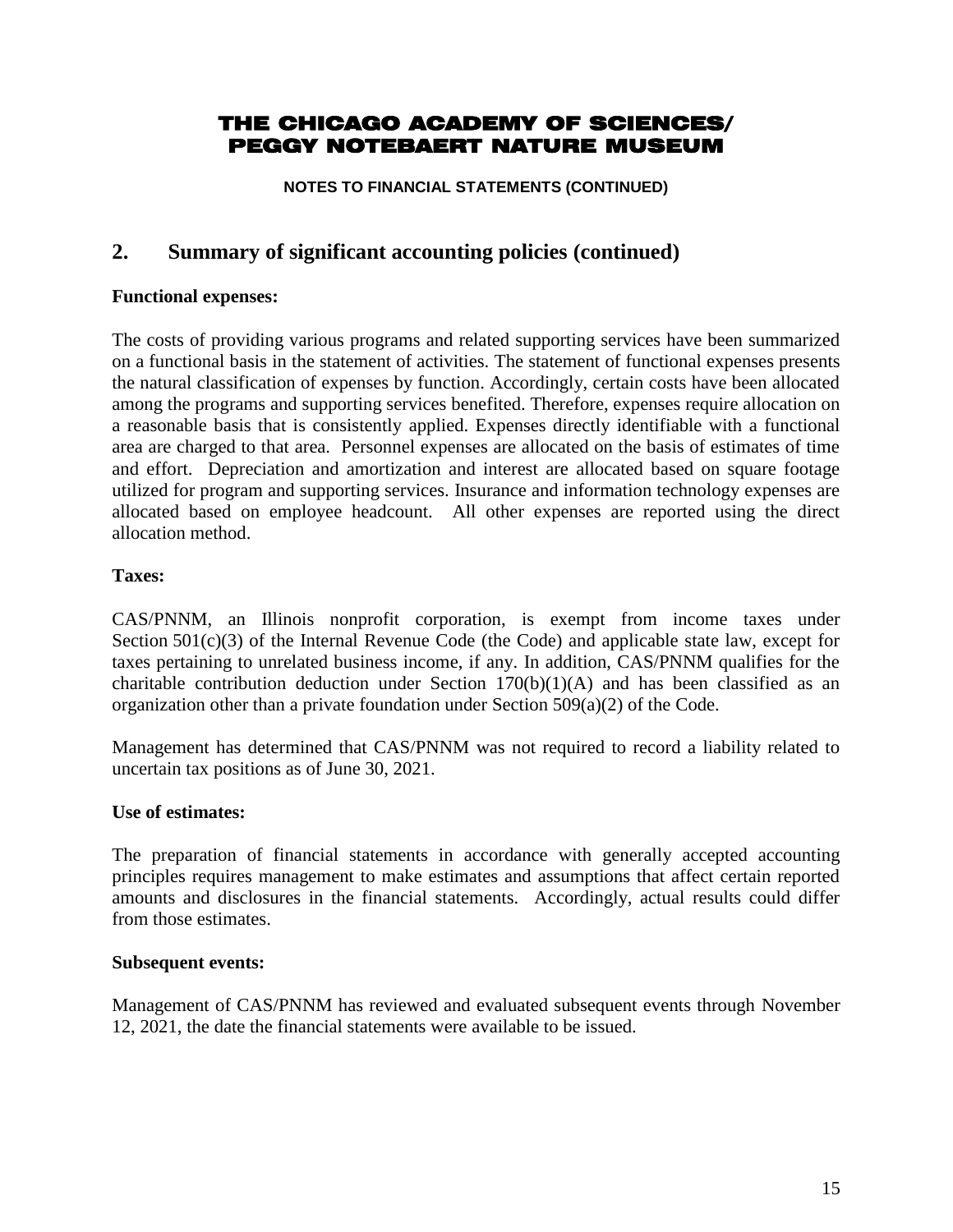# THE CHICAGO ACADEMY OF SCIENCES/ PEGGY NOTEBAERT NATURE MUSEUM

**NOTES TO FINANCIAL STATEMENTS (CONTINUED)**

## 2. Summary of significant accounting policies (continued)

**Functional expenses:**

The costs of providing various programs and related supporting services have been summarized on a functional basis in the statement of activities. The statement of functional expenses presents the natural classification of expenses by function. Accordingly, certain costs have been allocated among the programs and supporting services benefited. Therefore, expenses require allocation on a reasonable basis that is consistently applied. Expenses directly identifiable with a functional area are charged to that area. Personnel expenses are allocated on the basis of estimates of time and effort. Depreciation and amortization and interest are allocated based on square footage utilized for program and supporting services. Insurance and information technology expenses are allocated based on employee headcount. All other expenses are reported using the direct allocation method.

**Taxes:**

CAS/PNNM, an Illinois nonprofit corporation, is exempt from income taxes under Section 501(c)(3) of the Internal Revenue Code (the Code) and applicable state law, except for taxes pertaining to unrelated business income, if any. In addition, CAS/PNNM qualifies for the charitable contribution deduction under Section 170(b)(1)(A) and has been classified as an organization other than a private foundation under Section 509(a)(2) of the Code.

Management has determined that CAS/PNNM was not required to record a liability related to uncertain tax positions as of June 30, 2021.

**Use of estimates:**

The preparation of financial statements in accordance with generally accepted accounting principles requires management to make estimates and assumptions that affect certain reported amounts and disclosures in the financial statements. Accordingly, actual results could differ from those estimates.

**Subsequent events:**

Management of CAS/PNNM has reviewed and evaluated subsequent events through November 12, 2021, the date the financial statements were available to be issued.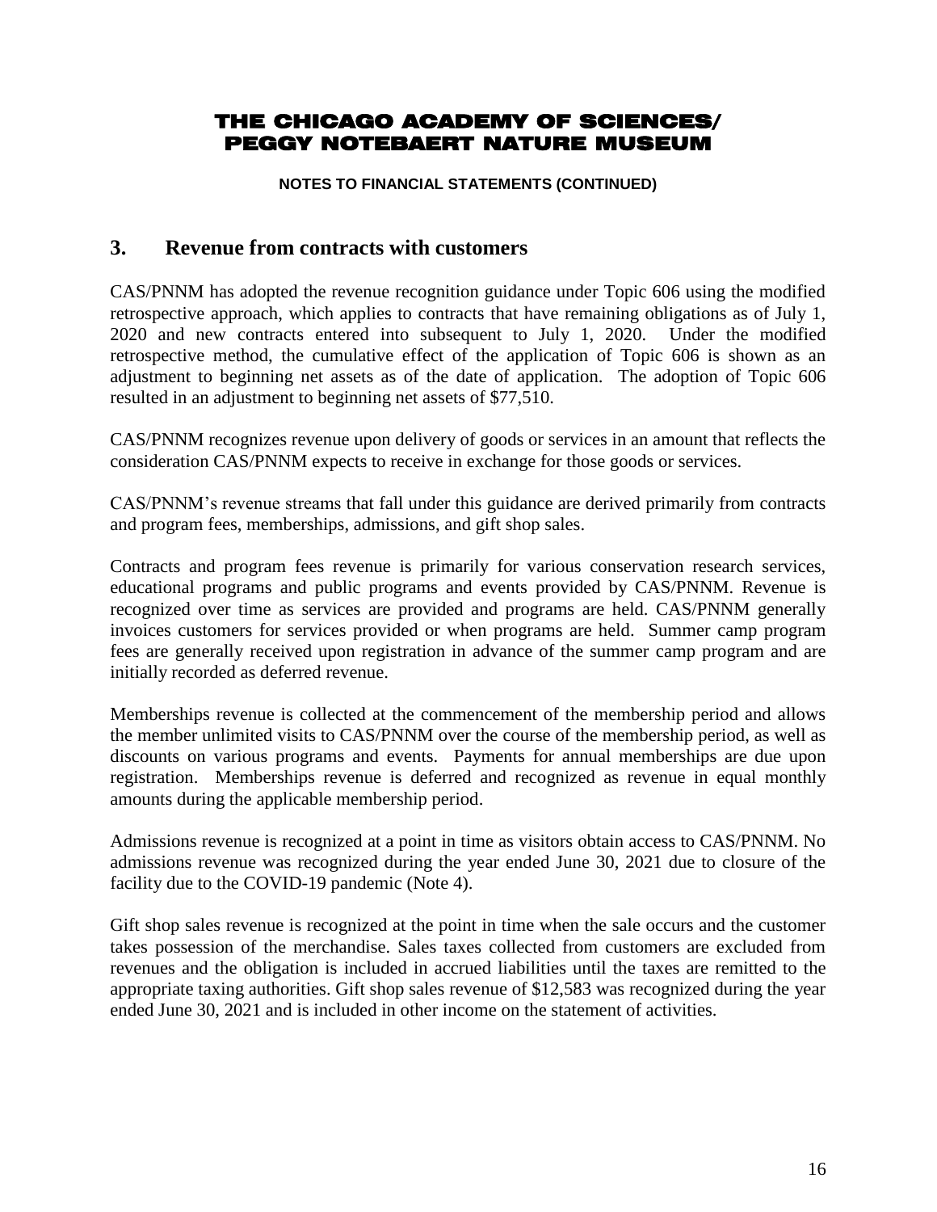# THE CHICAGO ACADEMY OF SCIENCES/ PEGGY NOTEBAERT NATURE MUSEUM

**NOTES TO FINANCIAL STATEMENTS (CONTINUED)**

## 3. Revenue from contracts with customers

CAS/PNNM has adopted the revenue recognition guidance under Topic 606 using the modified retrospective approach, which applies to contracts that have remaining obligations as of July 1, 2020 and new contracts entered into subsequent to July 1, 2020. Under the modified retrospective method, the cumulative effect of the application of Topic 606 is shown as an adjustment to beginning net assets as of the date of application. The adoption of Topic 606 resulted in an adjustment to beginning net assets of $77,510.

CAS/PNNM recognizes revenue upon delivery of goods or services in an amount that reflects the consideration CAS/PNNM expects to receive in exchange for those goods or services.

CAS/PNNM's revenue streams that fall under this guidance are derived primarily from contracts and program fees, memberships, admissions, and gift shop sales.

Contracts and program fees revenue is primarily for various conservation research services, educational programs and public programs and events provided by CAS/PNNM. Revenue is recognized over time as services are provided and programs are held. CAS/PNNM generally invoices customers for services provided or when programs are held. Summer camp program fees are generally received upon registration in advance of the summer camp program and are initially recorded as deferred revenue.

Memberships revenue is collected at the commencement of the membership period and allows the member unlimited visits to CAS/PNNM over the course of the membership period, as well as discounts on various programs and events. Payments for annual memberships are due upon registration. Memberships revenue is deferred and recognized as revenue in equal monthly amounts during the applicable membership period.

Admissions revenue is recognized at a point in time as visitors obtain access to CAS/PNNM. No admissions revenue was recognized during the year ended June 30, 2021 due to closure of the facility due to the COVID-19 pandemic (Note 4).

Gift shop sales revenue is recognized at the point in time when the sale occurs and the customer takes possession of the merchandise. Sales taxes collected from customers are excluded from revenues and the obligation is included in accrued liabilities until the taxes are remitted to the appropriate taxing authorities. Gift shop sales revenue of $12,583 was recognized during the year ended June 30, 2021 and is included in other income on the statement of activities.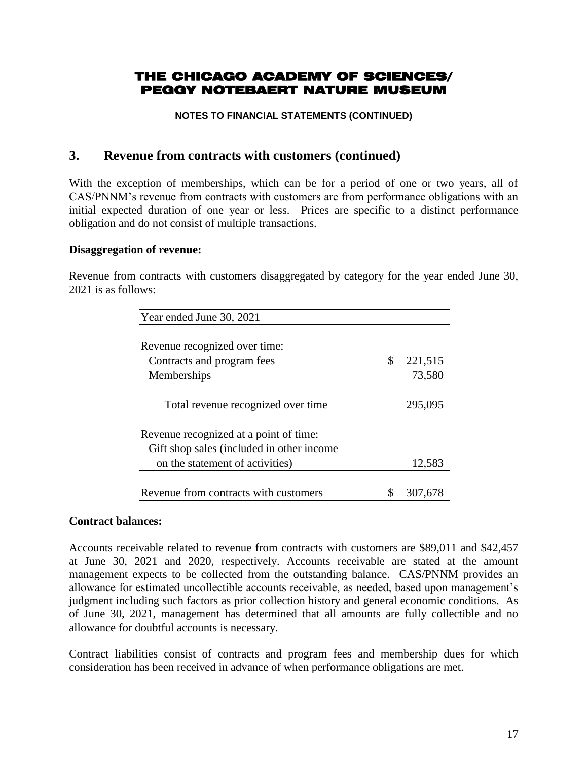# THE CHICAGO ACADEMY OF SCIENCES/ PEGGY NOTEBAERT NATURE MUSEUM

**NOTES TO FINANCIAL STATEMENTS (CONTINUED)**

## 3. Revenue from contracts with customers (continued)

With the exception of memberships, which can be for a period of one or two years, all of CAS/PNNM's revenue from contracts with customers are from performance obligations with an initial expected duration of one year or less. Prices are specific to a distinct performance obligation and do not consist of multiple transactions.

**Disaggregation of revenue:**

Revenue from contracts with customers disaggregated by category for the year ended June 30, 2021 is as follows:

| Year ended June 30, 2021 | |
|---|---|
| Revenue recognized over time: | |
| Contracts and program fees | $ 221,515 |
| Memberships | 73,580 |
| Total revenue recognized over time | 295,095 |
| Revenue recognized at a point of time: | |
| Gift shop sales (included in other income on the statement of activities) | 12,583 |
| Revenue from contracts with customers | $ 307,678 |

**Contract balances:**

Accounts receivable related to revenue from contracts with customers are $89,011 and $42,457 at June 30, 2021 and 2020, respectively. Accounts receivable are stated at the amount management expects to be collected from the outstanding balance. CAS/PNNM provides an allowance for estimated uncollectible accounts receivable, as needed, based upon management's judgment including such factors as prior collection history and general economic conditions. As of June 30, 2021, management has determined that all amounts are fully collectible and no allowance for doubtful accounts is necessary.

Contract liabilities consist of contracts and program fees and membership dues for which consideration has been received in advance of when performance obligations are met.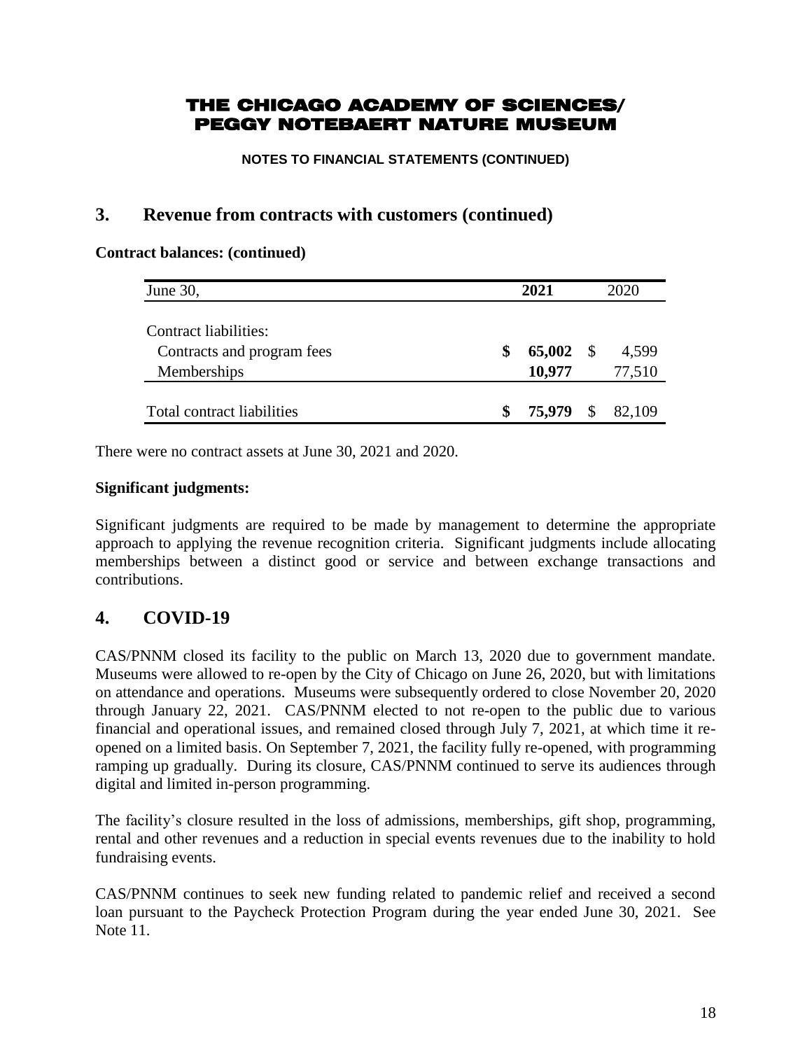# THE CHICAGO ACADEMY OF SCIENCES/ PEGGY NOTEBAERT NATURE MUSEUM

**NOTES TO FINANCIAL STATEMENTS (CONTINUED)**

## 3. Revenue from contracts with customers (continued)

**Contract balances: (continued)**

| June 30, | 2021 | 2020 |
|---|---|---|
| Contract liabilities: | | |
| Contracts and program fees | $ **65,002** | $ 4,599 |
| Memberships | **10,977** | 77,510 |
| Total contract liabilities | $ **75,979** | $ 82,109 |

There were no contract assets at June 30, 2021 and 2020.

**Significant judgments:**

Significant judgments are required to be made by management to determine the appropriate approach to applying the revenue recognition criteria. Significant judgments include allocating memberships between a distinct good or service and between exchange transactions and contributions.

## 4. COVID-19

CAS/PNNM closed its facility to the public on March 13, 2020 due to government mandate. Museums were allowed to re-open by the City of Chicago on June 26, 2020, but with limitations on attendance and operations. Museums were subsequently ordered to close November 20, 2020 through January 22, 2021. CAS/PNNM elected to not re-open to the public due to various financial and operational issues, and remained closed through July 7, 2021, at which time it re-opened on a limited basis. On September 7, 2021, the facility fully re-opened, with programming ramping up gradually. During its closure, CAS/PNNM continued to serve its audiences through digital and limited in-person programming.

The facility's closure resulted in the loss of admissions, memberships, gift shop, programming, rental and other revenues and a reduction in special events revenues due to the inability to hold fundraising events.

CAS/PNNM continues to seek new funding related to pandemic relief and received a second loan pursuant to the Paycheck Protection Program during the year ended June 30, 2021. See Note 11.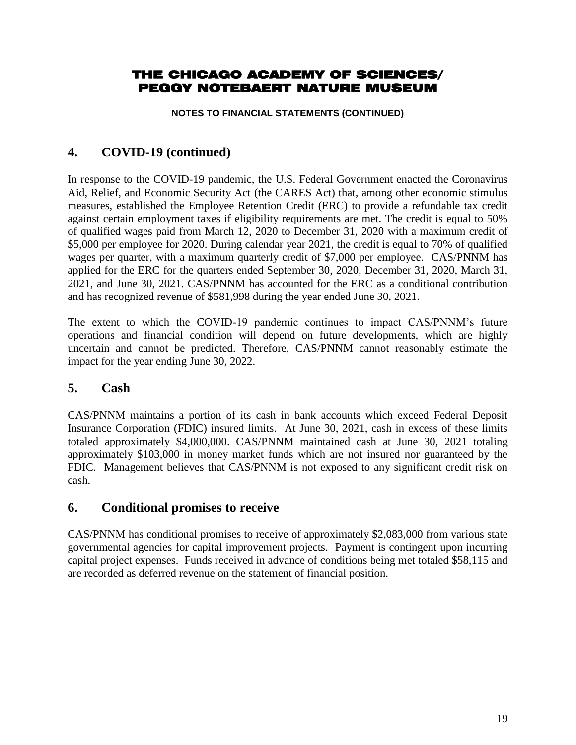## 4. COVID-19 (continued)

In response to the COVID-19 pandemic, the U.S. Federal Government enacted the Coronavirus Aid, Relief, and Economic Security Act (the CARES Act) that, among other economic stimulus measures, established the Employee Retention Credit (ERC) to provide a refundable tax credit against certain employment taxes if eligibility requirements are met. The credit is equal to 50% of qualified wages paid from March 12, 2020 to December 31, 2020 with a maximum credit of $5,000 per employee for 2020. During calendar year 2021, the credit is equal to 70% of qualified wages per quarter, with a maximum quarterly credit of $7,000 per employee. CAS/PNNM has applied for the ERC for the quarters ended September 30, 2020, December 31, 2020, March 31, 2021, and June 30, 2021. CAS/PNNM has accounted for the ERC as a conditional contribution and has recognized revenue of $581,998 during the year ended June 30, 2021.

The extent to which the COVID-19 pandemic continues to impact CAS/PNNM's future operations and financial condition will depend on future developments, which are highly uncertain and cannot be predicted. Therefore, CAS/PNNM cannot reasonably estimate the impact for the year ending June 30, 2022.

## 5. Cash

CAS/PNNM maintains a portion of its cash in bank accounts which exceed Federal Deposit Insurance Corporation (FDIC) insured limits. At June 30, 2021, cash in excess of these limits totaled approximately $4,000,000. CAS/PNNM maintained cash at June 30, 2021 totaling approximately $103,000 in money market funds which are not insured nor guaranteed by the FDIC. Management believes that CAS/PNNM is not exposed to any significant credit risk on cash.

## 6. Conditional promises to receive

CAS/PNNM has conditional promises to receive of approximately $2,083,000 from various state governmental agencies for capital improvement projects. Payment is contingent upon incurring capital project expenses. Funds received in advance of conditions being met totaled $58,115 and are recorded as deferred revenue on the statement of financial position.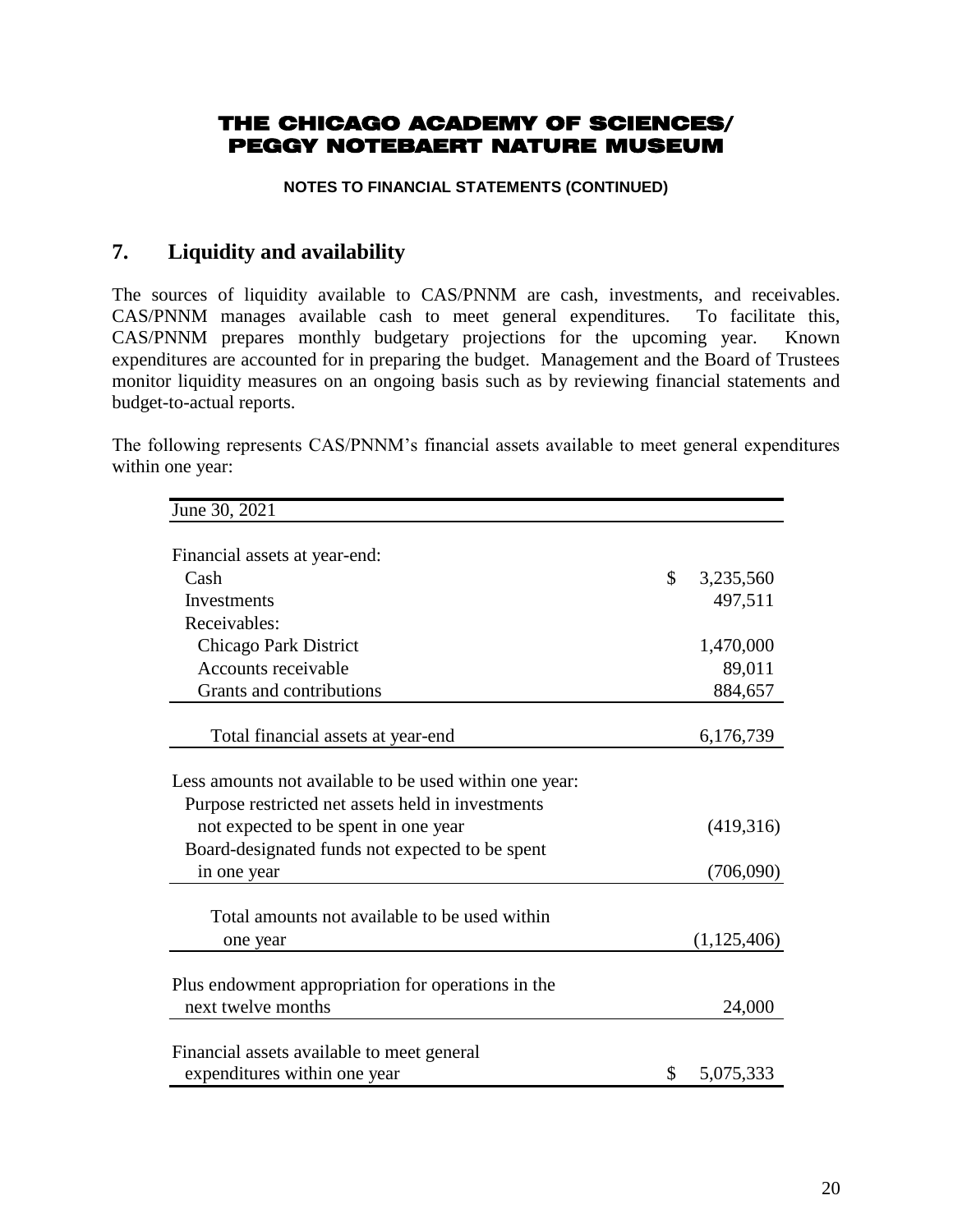# THE CHICAGO ACADEMY OF SCIENCES/ PEGGY NOTEBAERT NATURE MUSEUM

**NOTES TO FINANCIAL STATEMENTS (CONTINUED)**

## 7. Liquidity and availability

The sources of liquidity available to CAS/PNNM are cash, investments, and receivables. CAS/PNNM manages available cash to meet general expenditures. To facilitate this, CAS/PNNM prepares monthly budgetary projections for the upcoming year. Known expenditures are accounted for in preparing the budget. Management and the Board of Trustees monitor liquidity measures on an ongoing basis such as by reviewing financial statements and budget-to-actual reports.

The following represents CAS/PNNM's financial assets available to meet general expenditures within one year:

| June 30, 2021 | |
|---|---|
| Financial assets at year-end: | |
| Cash | $ 3,235,560 |
| Investments | 497,511 |
| Receivables: | |
| Chicago Park District | 1,470,000 |
| Accounts receivable | 89,011 |
| Grants and contributions | 884,657 |
| Total financial assets at year-end | 6,176,739 |
| Less amounts not available to be used within one year: | |
| Purpose restricted net assets held in investments not expected to be spent in one year | (419,316) |
| Board-designated funds not expected to be spent in one year | (706,090) |
| Total amounts not available to be used within one year | (1,125,406) |
| Plus endowment appropriation for operations in the next twelve months | 24,000 |
| Financial assets available to meet general expenditures within one year | $ 5,075,333 |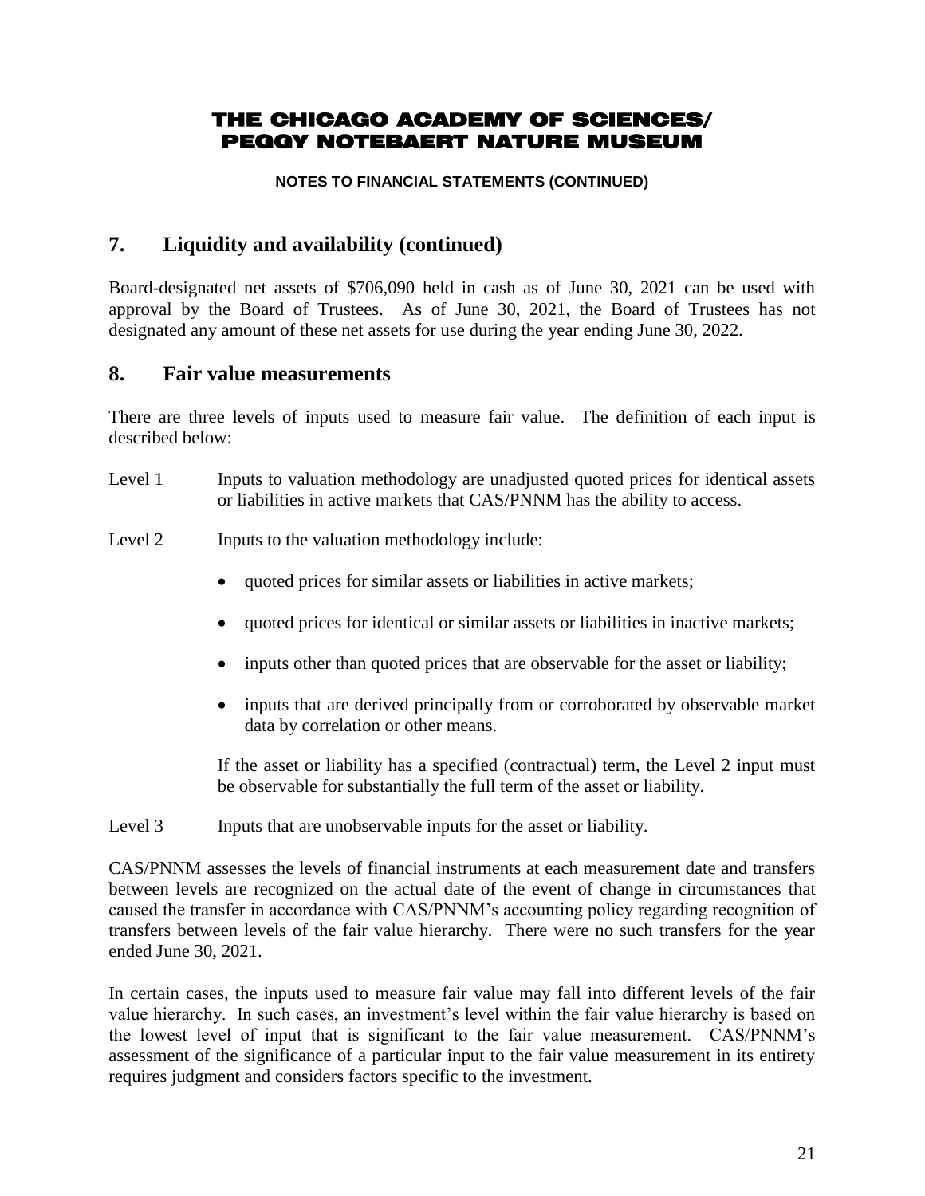## 7. Liquidity and availability (continued)

Board-designated net assets of $706,090 held in cash as of June 30, 2021 can be used with approval by the Board of Trustees. As of June 30, 2021, the Board of Trustees has not designated any amount of these net assets for use during the year ending June 30, 2022.

## 8. Fair value measurements

There are three levels of inputs used to measure fair value. The definition of each input is described below:

Level 1 Inputs to valuation methodology are unadjusted quoted prices for identical assets or liabilities in active markets that CAS/PNNM has the ability to access.

Level 2 Inputs to the valuation methodology include:

- quoted prices for similar assets or liabilities in active markets;
- quoted prices for identical or similar assets or liabilities in inactive markets;
- inputs other than quoted prices that are observable for the asset or liability;
- inputs that are derived principally from or corroborated by observable market data by correlation or other means.

If the asset or liability has a specified (contractual) term, the Level 2 input must be observable for substantially the full term of the asset or liability.

Level 3 Inputs that are unobservable inputs for the asset or liability.

CAS/PNNM assesses the levels of financial instruments at each measurement date and transfers between levels are recognized on the actual date of the event of change in circumstances that caused the transfer in accordance with CAS/PNNM's accounting policy regarding recognition of transfers between levels of the fair value hierarchy. There were no such transfers for the year ended June 30, 2021.

In certain cases, the inputs used to measure fair value may fall into different levels of the fair value hierarchy. In such cases, an investment's level within the fair value hierarchy is based on the lowest level of input that is significant to the fair value measurement. CAS/PNNM's assessment of the significance of a particular input to the fair value measurement in its entirety requires judgment and considers factors specific to the investment.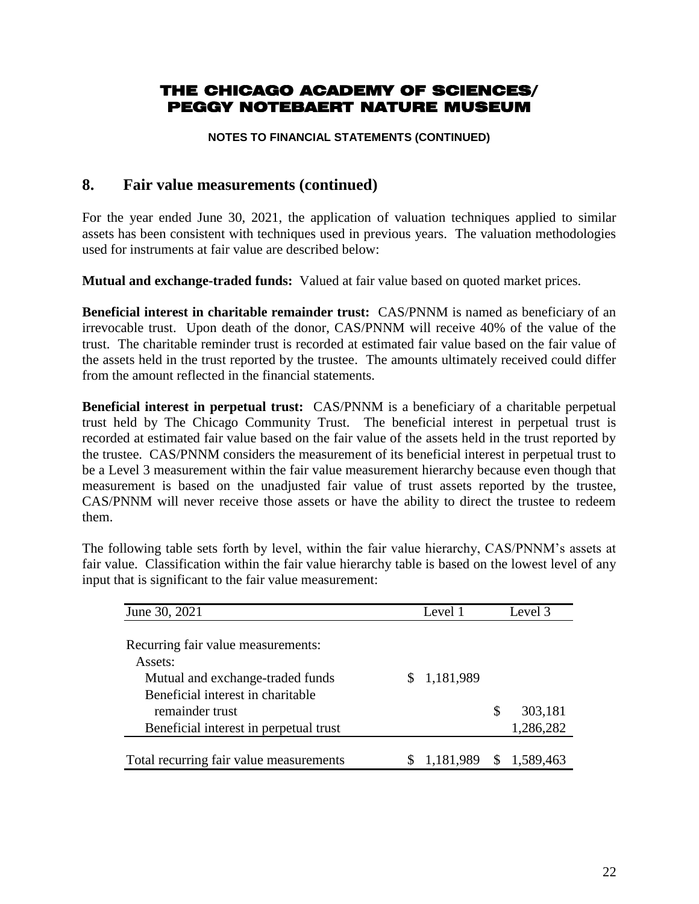# THE CHICAGO ACADEMY OF SCIENCES/ PEGGY NOTEBAERT NATURE MUSEUM

**NOTES TO FINANCIAL STATEMENTS (CONTINUED)**

## 8. Fair value measurements (continued)

For the year ended June 30, 2021, the application of valuation techniques applied to similar assets has been consistent with techniques used in previous years. The valuation methodologies used for instruments at fair value are described below:

**Mutual and exchange-traded funds:** Valued at fair value based on quoted market prices.

**Beneficial interest in charitable remainder trust:** CAS/PNNM is named as beneficiary of an irrevocable trust. Upon death of the donor, CAS/PNNM will receive 40% of the value of the trust. The charitable reminder trust is recorded at estimated fair value based on the fair value of the assets held in the trust reported by the trustee. The amounts ultimately received could differ from the amount reflected in the financial statements.

**Beneficial interest in perpetual trust:** CAS/PNNM is a beneficiary of a charitable perpetual trust held by The Chicago Community Trust. The beneficial interest in perpetual trust is recorded at estimated fair value based on the fair value of the assets held in the trust reported by the trustee. CAS/PNNM considers the measurement of its beneficial interest in perpetual trust to be a Level 3 measurement within the fair value measurement hierarchy because even though that measurement is based on the unadjusted fair value of trust assets reported by the trustee, CAS/PNNM will never receive those assets or have the ability to direct the trustee to redeem them.

The following table sets forth by level, within the fair value hierarchy, CAS/PNNM's assets at fair value. Classification within the fair value hierarchy table is based on the lowest level of any input that is significant to the fair value measurement:

| June 30, 2021 | Level 1 | Level 3 |
|---|---|---|
| Recurring fair value measurements: | | |
| Assets: | | |
| Mutual and exchange-traded funds | $ 1,181,989 | |
| Beneficial interest in charitable remainder trust | | $ 303,181 |
| Beneficial interest in perpetual trust | | 1,286,282 |
| Total recurring fair value measurements | $ 1,181,989 | $ 1,589,463 |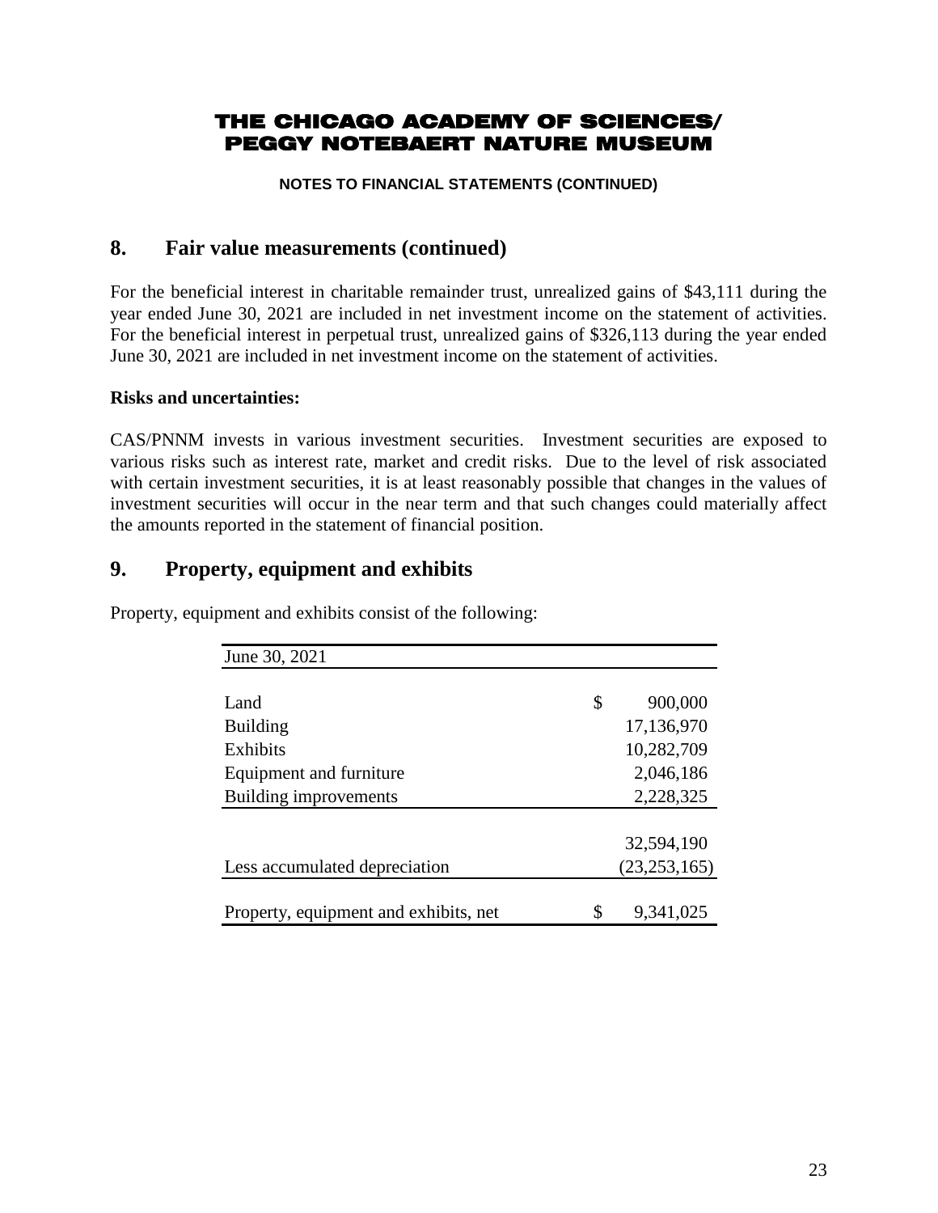# THE CHICAGO ACADEMY OF SCIENCES/ PEGGY NOTEBAERT NATURE MUSEUM

**NOTES TO FINANCIAL STATEMENTS (CONTINUED)**

## 8. Fair value measurements (continued)

For the beneficial interest in charitable remainder trust, unrealized gains of $43,111 during the year ended June 30, 2021 are included in net investment income on the statement of activities. For the beneficial interest in perpetual trust, unrealized gains of $326,113 during the year ended June 30, 2021 are included in net investment income on the statement of activities.

**Risks and uncertainties:**

CAS/PNNM invests in various investment securities. Investment securities are exposed to various risks such as interest rate, market and credit risks. Due to the level of risk associated with certain investment securities, it is at least reasonably possible that changes in the values of investment securities will occur in the near term and that such changes could materially affect the amounts reported in the statement of financial position.

## 9. Property, equipment and exhibits

Property, equipment and exhibits consist of the following:

| June 30, 2021 | |
|---|---|
| Land | $ 900,000 |
| Building | 17,136,970 |
| Exhibits | 10,282,709 |
| Equipment and furniture | 2,046,186 |
| Building improvements | 2,228,325 |
| | 32,594,190 |
| Less accumulated depreciation | (23,253,165) |
| Property, equipment and exhibits, net | $ 9,341,025 |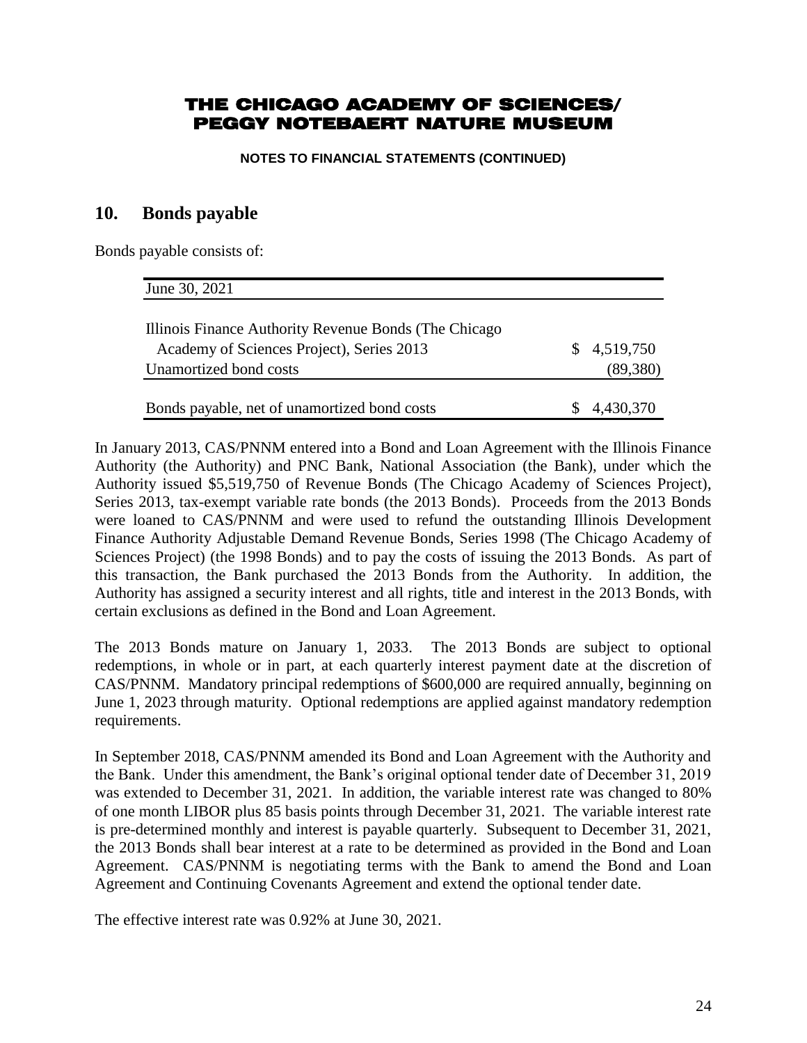## 10. Bonds payable

Bonds payable consists of:

| June 30, 2021 | |
|---|---|
| Illinois Finance Authority Revenue Bonds (The Chicago Academy of Sciences Project), Series 2013 | $ 4,519,750 |
| Unamortized bond costs | (89,380) |
| Bonds payable, net of unamortized bond costs | $ 4,430,370 |

In January 2013, CAS/PNNM entered into a Bond and Loan Agreement with the Illinois Finance Authority (the Authority) and PNC Bank, National Association (the Bank), under which the Authority issued $5,519,750 of Revenue Bonds (The Chicago Academy of Sciences Project), Series 2013, tax-exempt variable rate bonds (the 2013 Bonds). Proceeds from the 2013 Bonds were loaned to CAS/PNNM and were used to refund the outstanding Illinois Development Finance Authority Adjustable Demand Revenue Bonds, Series 1998 (The Chicago Academy of Sciences Project) (the 1998 Bonds) and to pay the costs of issuing the 2013 Bonds. As part of this transaction, the Bank purchased the 2013 Bonds from the Authority. In addition, the Authority has assigned a security interest and all rights, title and interest in the 2013 Bonds, with certain exclusions as defined in the Bond and Loan Agreement.

The 2013 Bonds mature on January 1, 2033. The 2013 Bonds are subject to optional redemptions, in whole or in part, at each quarterly interest payment date at the discretion of CAS/PNNM. Mandatory principal redemptions of $600,000 are required annually, beginning on June 1, 2023 through maturity. Optional redemptions are applied against mandatory redemption requirements.

In September 2018, CAS/PNNM amended its Bond and Loan Agreement with the Authority and the Bank. Under this amendment, the Bank's original optional tender date of December 31, 2019 was extended to December 31, 2021. In addition, the variable interest rate was changed to 80% of one month LIBOR plus 85 basis points through December 31, 2021. The variable interest rate is pre-determined monthly and interest is payable quarterly. Subsequent to December 31, 2021, the 2013 Bonds shall bear interest at a rate to be determined as provided in the Bond and Loan Agreement. CAS/PNNM is negotiating terms with the Bank to amend the Bond and Loan Agreement and Continuing Covenants Agreement and extend the optional tender date.

The effective interest rate was 0.92% at June 30, 2021.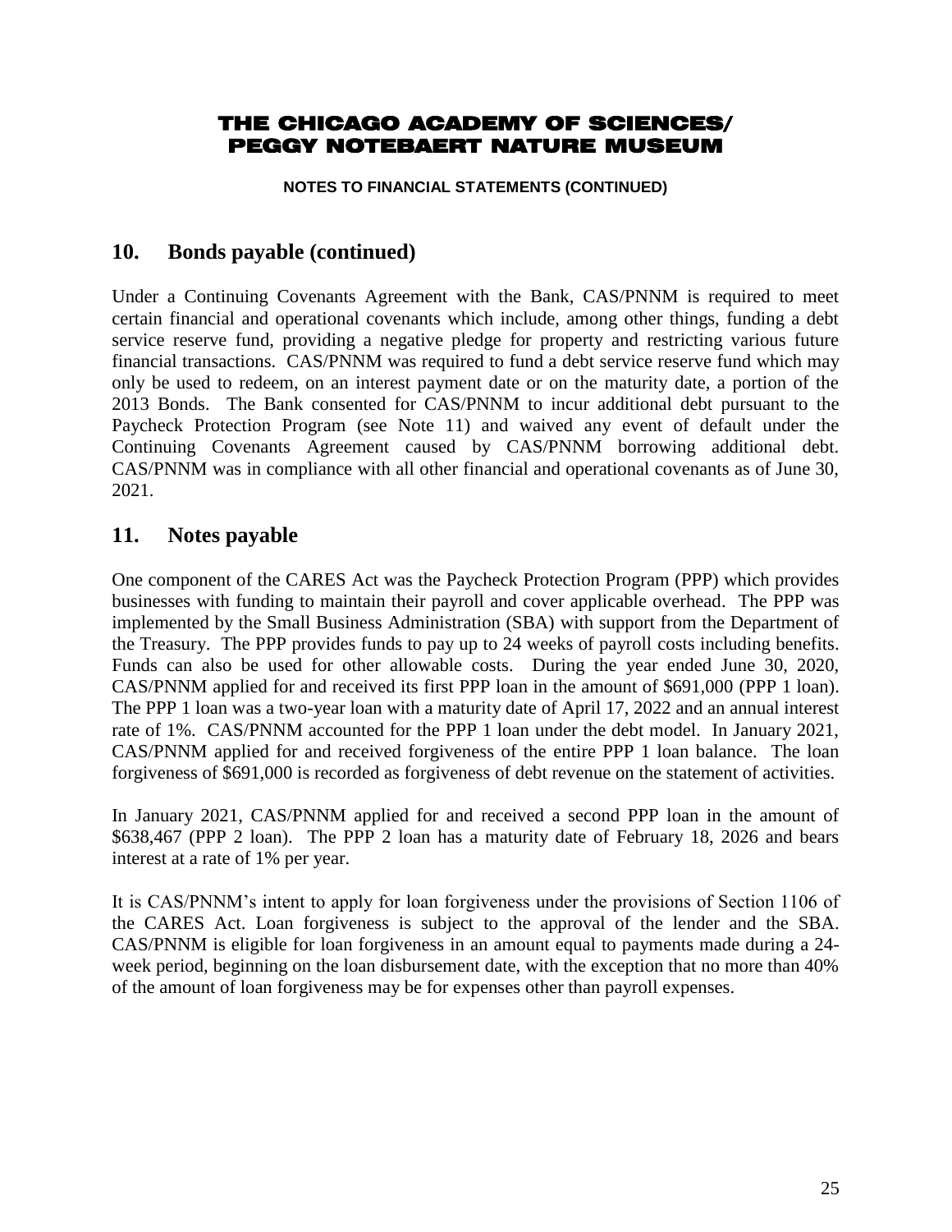## 10. Bonds payable (continued)

Under a Continuing Covenants Agreement with the Bank, CAS/PNNM is required to meet certain financial and operational covenants which include, among other things, funding a debt service reserve fund, providing a negative pledge for property and restricting various future financial transactions. CAS/PNNM was required to fund a debt service reserve fund which may only be used to redeem, on an interest payment date or on the maturity date, a portion of the 2013 Bonds. The Bank consented for CAS/PNNM to incur additional debt pursuant to the Paycheck Protection Program (see Note 11) and waived any event of default under the Continuing Covenants Agreement caused by CAS/PNNM borrowing additional debt. CAS/PNNM was in compliance with all other financial and operational covenants as of June 30, 2021.

## 11. Notes payable

One component of the CARES Act was the Paycheck Protection Program (PPP) which provides businesses with funding to maintain their payroll and cover applicable overhead. The PPP was implemented by the Small Business Administration (SBA) with support from the Department of the Treasury. The PPP provides funds to pay up to 24 weeks of payroll costs including benefits. Funds can also be used for other allowable costs. During the year ended June 30, 2020, CAS/PNNM applied for and received its first PPP loan in the amount of $691,000 (PPP 1 loan). The PPP 1 loan was a two-year loan with a maturity date of April 17, 2022 and an annual interest rate of 1%. CAS/PNNM accounted for the PPP 1 loan under the debt model. In January 2021, CAS/PNNM applied for and received forgiveness of the entire PPP 1 loan balance. The loan forgiveness of $691,000 is recorded as forgiveness of debt revenue on the statement of activities.

In January 2021, CAS/PNNM applied for and received a second PPP loan in the amount of $638,467 (PPP 2 loan). The PPP 2 loan has a maturity date of February 18, 2026 and bears interest at a rate of 1% per year.

It is CAS/PNNM's intent to apply for loan forgiveness under the provisions of Section 1106 of the CARES Act. Loan forgiveness is subject to the approval of the lender and the SBA. CAS/PNNM is eligible for loan forgiveness in an amount equal to payments made during a 24-week period, beginning on the loan disbursement date, with the exception that no more than 40% of the amount of loan forgiveness may be for expenses other than payroll expenses.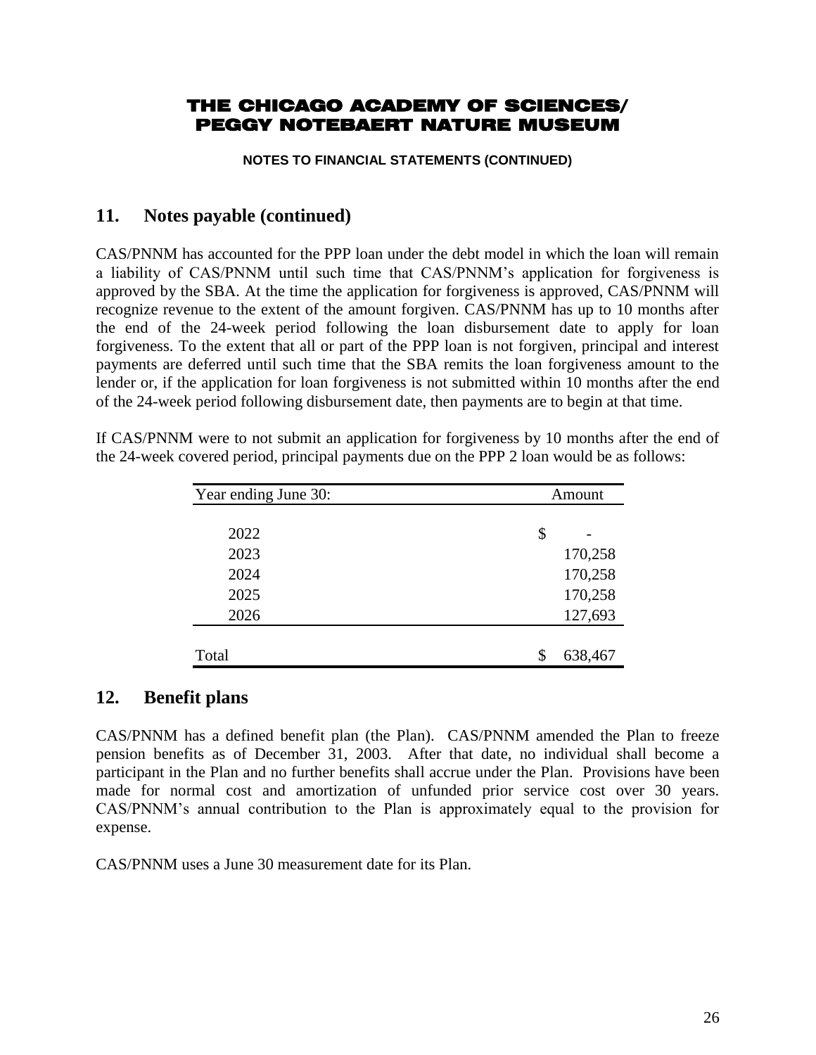# THE CHICAGO ACADEMY OF SCIENCES/ PEGGY NOTEBAERT NATURE MUSEUM

**NOTES TO FINANCIAL STATEMENTS (CONTINUED)**

## 11. Notes payable (continued)

CAS/PNNM has accounted for the PPP loan under the debt model in which the loan will remain a liability of CAS/PNNM until such time that CAS/PNNM's application for forgiveness is approved by the SBA. At the time the application for forgiveness is approved, CAS/PNNM will recognize revenue to the extent of the amount forgiven. CAS/PNNM has up to 10 months after the end of the 24-week period following the loan disbursement date to apply for loan forgiveness. To the extent that all or part of the PPP loan is not forgiven, principal and interest payments are deferred until such time that the SBA remits the loan forgiveness amount to the lender or, if the application for loan forgiveness is not submitted within 10 months after the end of the 24-week period following disbursement date, then payments are to begin at that time.

If CAS/PNNM were to not submit an application for forgiveness by 10 months after the end of the 24-week covered period, principal payments due on the PPP 2 loan would be as follows:

| Year ending June 30: | Amount |
|---|---|
| 2022 | $ - |
| 2023 | 170,258 |
| 2024 | 170,258 |
| 2025 | 170,258 |
| 2026 | 127,693 |
| Total | $ 638,467 |

## 12. Benefit plans

CAS/PNNM has a defined benefit plan (the Plan). CAS/PNNM amended the Plan to freeze pension benefits as of December 31, 2003. After that date, no individual shall become a participant in the Plan and no further benefits shall accrue under the Plan. Provisions have been made for normal cost and amortization of unfunded prior service cost over 30 years. CAS/PNNM's annual contribution to the Plan is approximately equal to the provision for expense.

CAS/PNNM uses a June 30 measurement date for its Plan.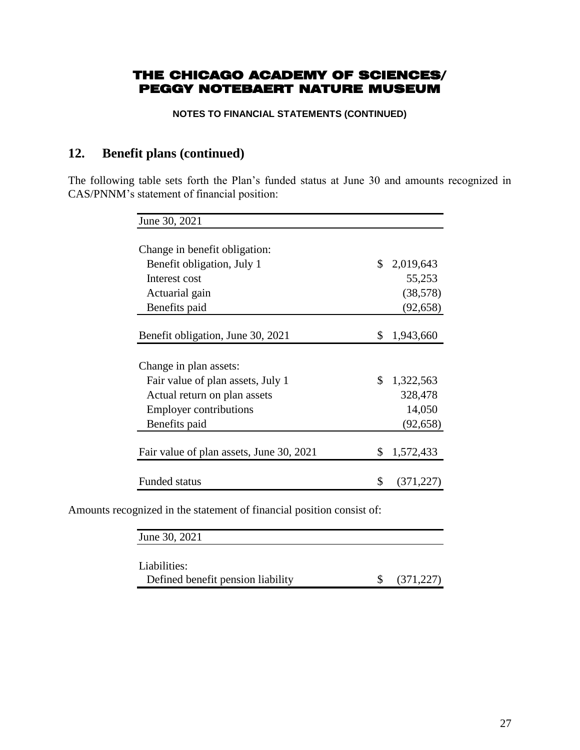# THE CHICAGO ACADEMY OF SCIENCES/ PEGGY NOTEBAERT NATURE MUSEUM

**NOTES TO FINANCIAL STATEMENTS (CONTINUED)**

## 12. Benefit plans (continued)

The following table sets forth the Plan's funded status at June 30 and amounts recognized in CAS/PNNM's statement of financial position:

| June 30, 2021 | |
|---|---|
| Change in benefit obligation: | |
| Benefit obligation, July 1 | $ 2,019,643 |
| Interest cost | 55,253 |
| Actuarial gain | (38,578) |
| Benefits paid | (92,658) |
| Benefit obligation, June 30, 2021 | $ 1,943,660 |
| Change in plan assets: | |
| Fair value of plan assets, July 1 | $ 1,322,563 |
| Actual return on plan assets | 328,478 |
| Employer contributions | 14,050 |
| Benefits paid | (92,658) |
| Fair value of plan assets, June 30, 2021 | $ 1,572,433 |
| Funded status | $ (371,227) |

Amounts recognized in the statement of financial position consist of:

| June 30, 2021 | |
|---|---|
| Liabilities: | |
| Defined benefit pension liability | $ (371,227) |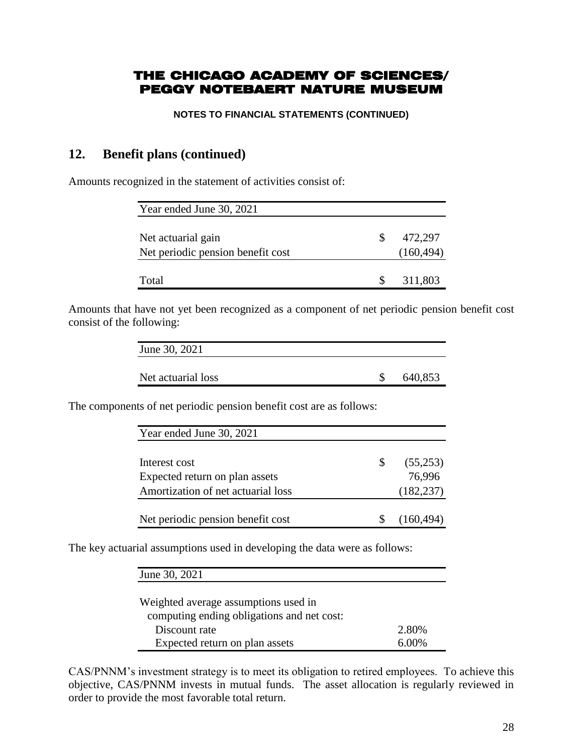# THE CHICAGO ACADEMY OF SCIENCES/ PEGGY NOTEBAERT NATURE MUSEUM

**NOTES TO FINANCIAL STATEMENTS (CONTINUED)**

## 12. Benefit plans (continued)

Amounts recognized in the statement of activities consist of:

| Year ended June 30, 2021 | | |
|---|---|---|
| Net actuarial gain | $ | 472,297 |
| Net periodic pension benefit cost | | (160,494) |
| Total | $ | 311,803 |

Amounts that have not yet been recognized as a component of net periodic pension benefit cost consist of the following:

| June 30, 2021 | | |
|---|---|---|
| Net actuarial loss | $ | 640,853 |

The components of net periodic pension benefit cost are as follows:

| Year ended June 30, 2021 | | |
|---|---|---|
| Interest cost | $ | (55,253) |
| Expected return on plan assets | | 76,996 |
| Amortization of net actuarial loss | | (182,237) |
| Net periodic pension benefit cost | $ | (160,494) |

The key actuarial assumptions used in developing the data were as follows:

| June 30, 2021 | |
|---|---|
| Weighted average assumptions used in computing ending obligations and net cost: | |
| Discount rate | 2.80% |
| Expected return on plan assets | 6.00% |

CAS/PNNM's investment strategy is to meet its obligation to retired employees. To achieve this objective, CAS/PNNM invests in mutual funds. The asset allocation is regularly reviewed in order to provide the most favorable total return.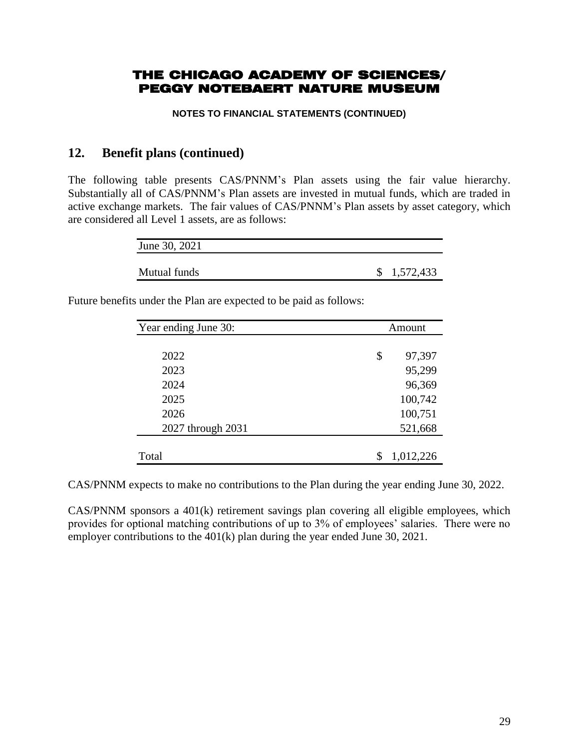# THE CHICAGO ACADEMY OF SCIENCES/ PEGGY NOTEBAERT NATURE MUSEUM

**NOTES TO FINANCIAL STATEMENTS (CONTINUED)**

## 12. Benefit plans (continued)

The following table presents CAS/PNNM's Plan assets using the fair value hierarchy. Substantially all of CAS/PNNM's Plan assets are invested in mutual funds, which are traded in active exchange markets. The fair values of CAS/PNNM's Plan assets by asset category, which are considered all Level 1 assets, are as follows:

| June 30, 2021 | |
|---|---|
| Mutual funds | $ 1,572,433 |

Future benefits under the Plan are expected to be paid as follows:

| Year ending June 30: | Amount |
|---|---|
| 2022 | $ 97,397 |
| 2023 | 95,299 |
| 2024 | 96,369 |
| 2025 | 100,742 |
| 2026 | 100,751 |
| 2027 through 2031 | 521,668 |
| Total | $ 1,012,226 |

CAS/PNNM expects to make no contributions to the Plan during the year ending June 30, 2022.

CAS/PNNM sponsors a 401(k) retirement savings plan covering all eligible employees, which provides for optional matching contributions of up to 3% of employees' salaries. There were no employer contributions to the 401(k) plan during the year ended June 30, 2021.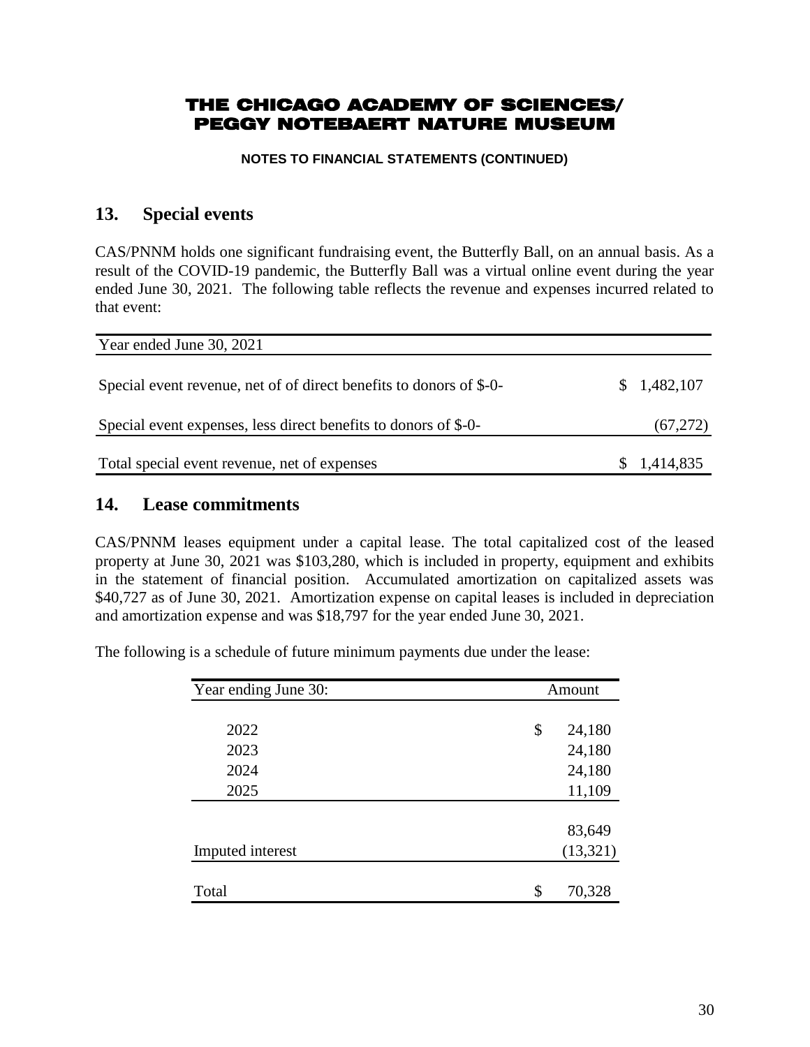# THE CHICAGO ACADEMY OF SCIENCES/ PEGGY NOTEBAERT NATURE MUSEUM

**NOTES TO FINANCIAL STATEMENTS (CONTINUED)**

## 13. Special events

CAS/PNNM holds one significant fundraising event, the Butterfly Ball, on an annual basis. As a result of the COVID-19 pandemic, the Butterfly Ball was a virtual online event during the year ended June 30, 2021. The following table reflects the revenue and expenses incurred related to that event:

| Year ended June 30, 2021 | |
|---|---|
| Special event revenue, net of of direct benefits to donors of $-0- | $ 1,482,107 |
| Special event expenses, less direct benefits to donors of $-0- | (67,272) |
| Total special event revenue, net of expenses | $ 1,414,835 |

## 14. Lease commitments

CAS/PNNM leases equipment under a capital lease. The total capitalized cost of the leased property at June 30, 2021 was $103,280, which is included in property, equipment and exhibits in the statement of financial position. Accumulated amortization on capitalized assets was $40,727 as of June 30, 2021. Amortization expense on capital leases is included in depreciation and amortization expense and was $18,797 for the year ended June 30, 2021.

The following is a schedule of future minimum payments due under the lease:

| Year ending June 30: | Amount |
|---|---|
| 2022 | $ 24,180 |
| 2023 | 24,180 |
| 2024 | 24,180 |
| 2025 | 11,109 |
| | 83,649 |
| Imputed interest | (13,321) |
| Total | $ 70,328 |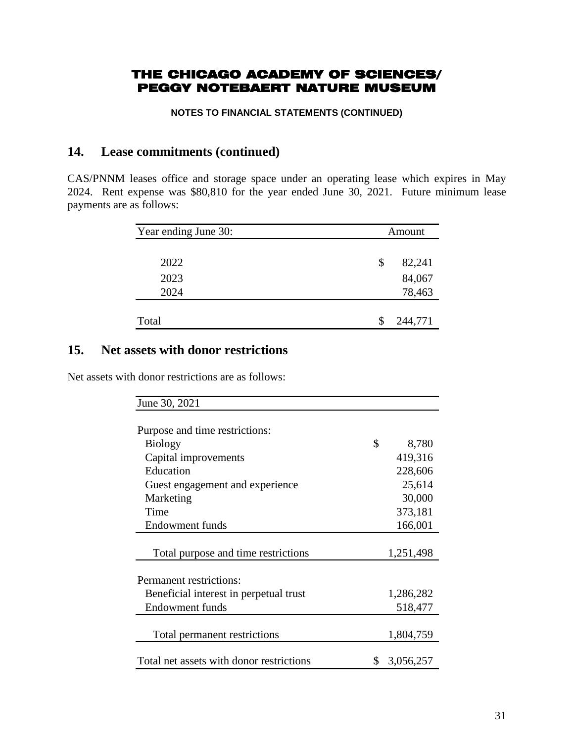# THE CHICAGO ACADEMY OF SCIENCES/ PEGGY NOTEBAERT NATURE MUSEUM

**NOTES TO FINANCIAL STATEMENTS (CONTINUED)**

## 14. Lease commitments (continued)

CAS/PNNM leases office and storage space under an operating lease which expires in May 2024. Rent expense was $80,810 for the year ended June 30, 2021. Future minimum lease payments are as follows:

| Year ending June 30: | Amount |
|---|---|
| 2022 | $ 82,241 |
| 2023 | 84,067 |
| 2024 | 78,463 |
| Total | $ 244,771 |

## 15. Net assets with donor restrictions

Net assets with donor restrictions are as follows:

| June 30, 2021 | |
|---|---|
| Purpose and time restrictions: | |
| Biology | $ 8,780 |
| Capital improvements | 419,316 |
| Education | 228,606 |
| Guest engagement and experience | 25,614 |
| Marketing | 30,000 |
| Time | 373,181 |
| Endowment funds | 166,001 |
| Total purpose and time restrictions | 1,251,498 |
| Permanent restrictions: | |
| Beneficial interest in perpetual trust | 1,286,282 |
| Endowment funds | 518,477 |
| Total permanent restrictions | 1,804,759 |
| Total net assets with donor restrictions | $ 3,056,257 |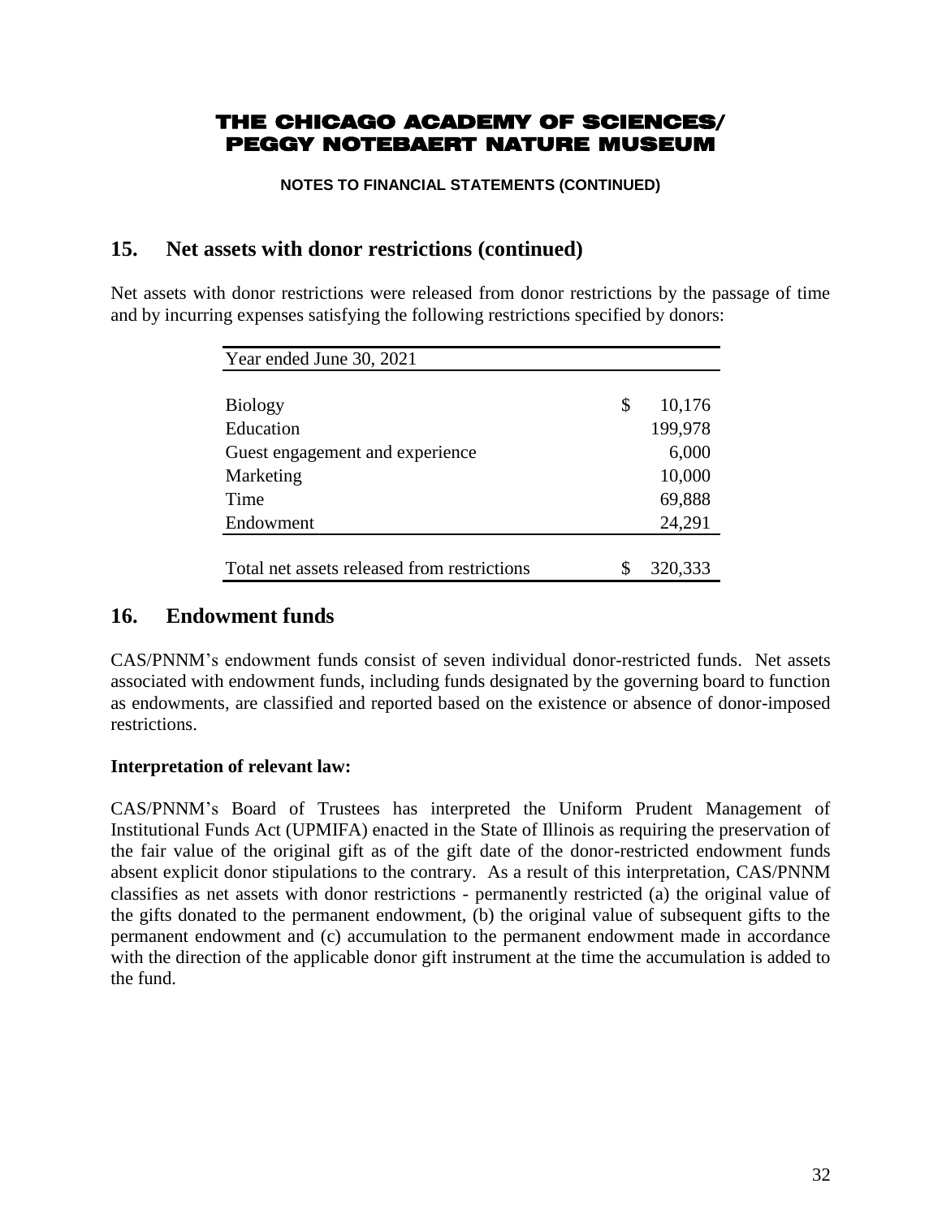# THE CHICAGO ACADEMY OF SCIENCES/ PEGGY NOTEBAERT NATURE MUSEUM

**NOTES TO FINANCIAL STATEMENTS (CONTINUED)**

## 15. Net assets with donor restrictions (continued)

Net assets with donor restrictions were released from donor restrictions by the passage of time and by incurring expenses satisfying the following restrictions specified by donors:

| Year ended June 30, 2021 | |
|---|---|
| Biology | $ 10,176 |
| Education | 199,978 |
| Guest engagement and experience | 6,000 |
| Marketing | 10,000 |
| Time | 69,888 |
| Endowment | 24,291 |
| Total net assets released from restrictions | $ 320,333 |

## 16. Endowment funds

CAS/PNNM's endowment funds consist of seven individual donor-restricted funds. Net assets associated with endowment funds, including funds designated by the governing board to function as endowments, are classified and reported based on the existence or absence of donor-imposed restrictions.

**Interpretation of relevant law:**

CAS/PNNM's Board of Trustees has interpreted the Uniform Prudent Management of Institutional Funds Act (UPMIFA) enacted in the State of Illinois as requiring the preservation of the fair value of the original gift as of the gift date of the donor-restricted endowment funds absent explicit donor stipulations to the contrary. As a result of this interpretation, CAS/PNNM classifies as net assets with donor restrictions - permanently restricted (a) the original value of the gifts donated to the permanent endowment, (b) the original value of subsequent gifts to the permanent endowment and (c) accumulation to the permanent endowment made in accordance with the direction of the applicable donor gift instrument at the time the accumulation is added to the fund.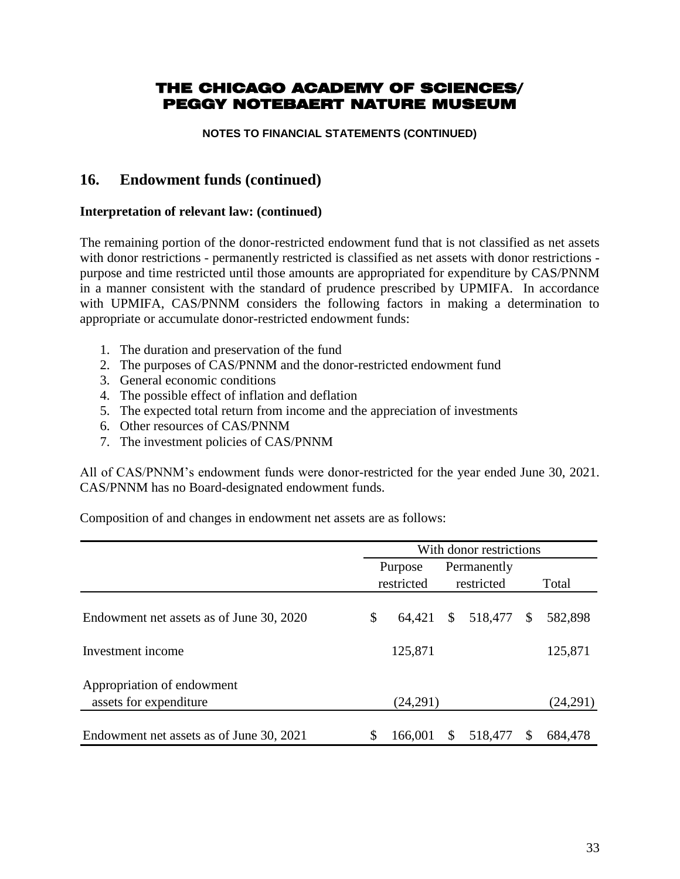# THE CHICAGO ACADEMY OF SCIENCES/ PEGGY NOTEBAERT NATURE MUSEUM

**NOTES TO FINANCIAL STATEMENTS (CONTINUED)**

## 16. Endowment funds (continued)

**Interpretation of relevant law: (continued)**

The remaining portion of the donor-restricted endowment fund that is not classified as net assets with donor restrictions - permanently restricted is classified as net assets with donor restrictions - purpose and time restricted until those amounts are appropriated for expenditure by CAS/PNNM in a manner consistent with the standard of prudence prescribed by UPMIFA. In accordance with UPMIFA, CAS/PNNM considers the following factors in making a determination to appropriate or accumulate donor-restricted endowment funds:

1. The duration and preservation of the fund
2. The purposes of CAS/PNNM and the donor-restricted endowment fund
3. General economic conditions
4. The possible effect of inflation and deflation
5. The expected total return from income and the appreciation of investments
6. Other resources of CAS/PNNM
7. The investment policies of CAS/PNNM

All of CAS/PNNM's endowment funds were donor-restricted for the year ended June 30, 2021. CAS/PNNM has no Board-designated endowment funds.

Composition of and changes in endowment net assets are as follows:

| | With donor restrictions | | |
|---|---|---|---|
| | Purpose restricted | Permanently restricted | Total |
| Endowment net assets as of June 30, 2020 | $ 64,421 | $ 518,477 | $ 582,898 |
| Investment income | 125,871 | | 125,871 |
| Appropriation of endowment assets for expenditure | (24,291) | | (24,291) |
| Endowment net assets as of June 30, 2021 | $ 166,001 | $ 518,477 | $ 684,478 |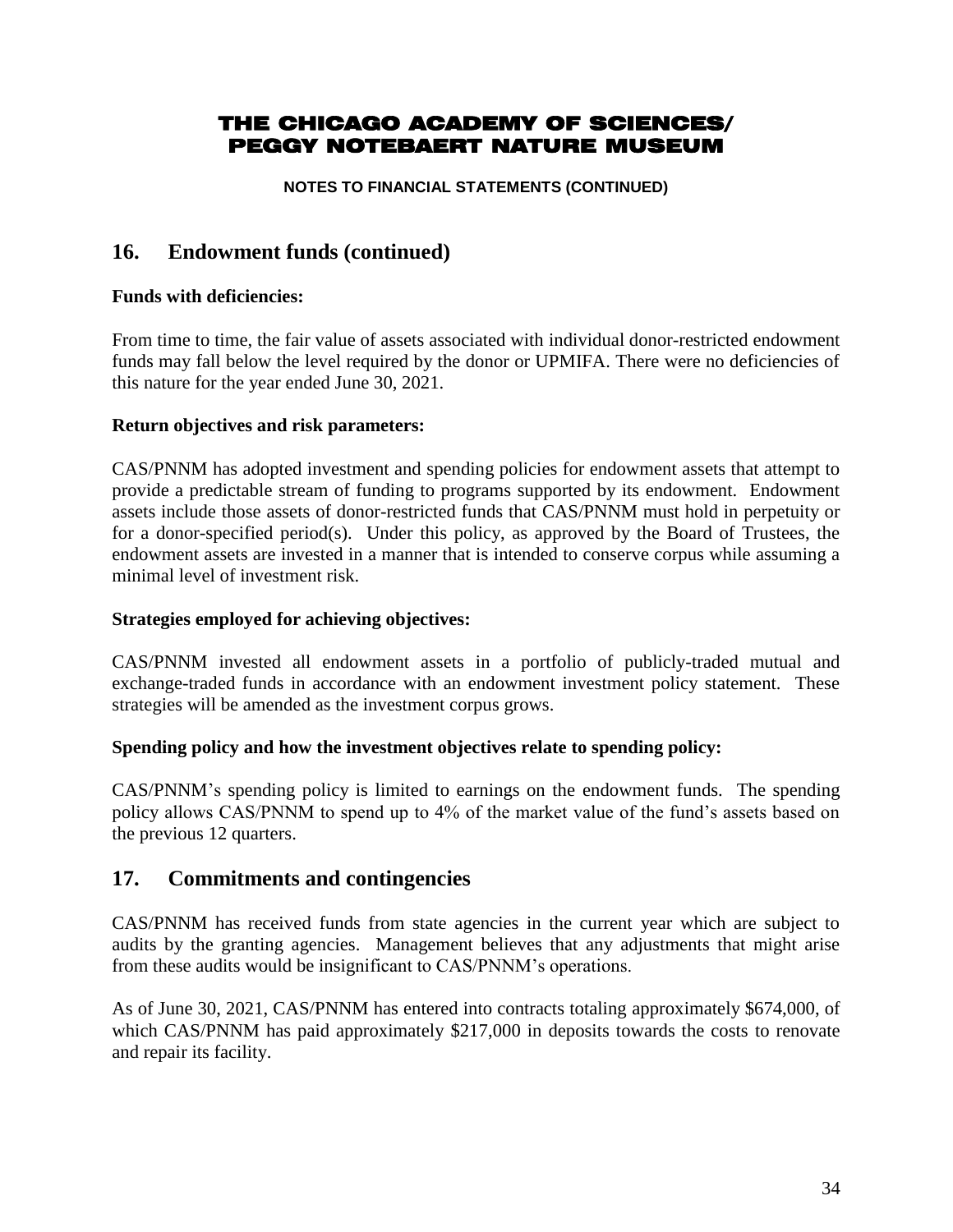# THE CHICAGO ACADEMY OF SCIENCES/ PEGGY NOTEBAERT NATURE MUSEUM

**NOTES TO FINANCIAL STATEMENTS (CONTINUED)**

## 16. Endowment funds (continued)

**Funds with deficiencies:**

From time to time, the fair value of assets associated with individual donor-restricted endowment funds may fall below the level required by the donor or UPMIFA. There were no deficiencies of this nature for the year ended June 30, 2021.

**Return objectives and risk parameters:**

CAS/PNNM has adopted investment and spending policies for endowment assets that attempt to provide a predictable stream of funding to programs supported by its endowment. Endowment assets include those assets of donor-restricted funds that CAS/PNNM must hold in perpetuity or for a donor-specified period(s). Under this policy, as approved by the Board of Trustees, the endowment assets are invested in a manner that is intended to conserve corpus while assuming a minimal level of investment risk.

**Strategies employed for achieving objectives:**

CAS/PNNM invested all endowment assets in a portfolio of publicly-traded mutual and exchange-traded funds in accordance with an endowment investment policy statement. These strategies will be amended as the investment corpus grows.

**Spending policy and how the investment objectives relate to spending policy:**

CAS/PNNM's spending policy is limited to earnings on the endowment funds. The spending policy allows CAS/PNNM to spend up to 4% of the market value of the fund's assets based on the previous 12 quarters.

## 17. Commitments and contingencies

CAS/PNNM has received funds from state agencies in the current year which are subject to audits by the granting agencies. Management believes that any adjustments that might arise from these audits would be insignificant to CAS/PNNM's operations.

As of June 30, 2021, CAS/PNNM has entered into contracts totaling approximately $674,000, of which CAS/PNNM has paid approximately $217,000 in deposits towards the costs to renovate and repair its facility.